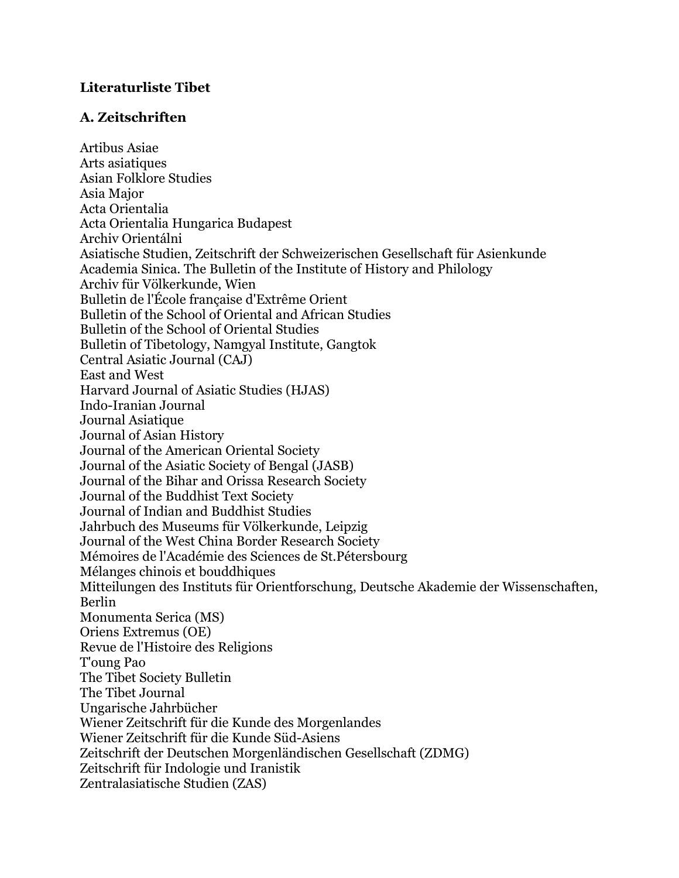# Literaturliste Tibet

## A. Zeitschriften

Artibus Asiae
Arts asiatiques
Asian Folklore Studies
Asia Major
Acta Orientalia
Acta Orientalia Hungarica Budapest
Archiv Orientálni
Asiatische Studien, Zeitschrift der Schweizerischen Gesellschaft für Asienkunde
Academia Sinica. The Bulletin of the Institute of History and Philology
Archiv für Völkerkunde, Wien
Bulletin de l'École française d'Extrême Orient
Bulletin of the School of Oriental and African Studies
Bulletin of the School of Oriental Studies
Bulletin of Tibetology, Namgyal Institute, Gangtok
Central Asiatic Journal (CAJ)
East and West
Harvard Journal of Asiatic Studies (HJAS)
Indo-Iranian Journal
Journal Asiatique
Journal of Asian History
Journal of the American Oriental Society
Journal of the Asiatic Society of Bengal (JASB)
Journal of the Bihar and Orissa Research Society
Journal of the Buddhist Text Society
Journal of Indian and Buddhist Studies
Jahrbuch des Museums für Völkerkunde, Leipzig
Journal of the West China Border Research Society
Mémoires de l'Académie des Sciences de St.Pétersbourg
Mélanges chinois et bouddhiques
Mitteilungen des Instituts für Orientforschung, Deutsche Akademie der Wissenschaften, Berlin
Monumenta Serica (MS)
Oriens Extremus (OE)
Revue de l'Histoire des Religions
T'oung Pao
The Tibet Society Bulletin
The Tibet Journal
Ungarische Jahrbücher
Wiener Zeitschrift für die Kunde des Morgenlandes
Wiener Zeitschrift für die Kunde Süd-Asiens
Zeitschrift der Deutschen Morgenländischen Gesellschaft (ZDMG)
Zeitschrift für Indologie und Iranistik
Zentralasiatische Studien (ZAS)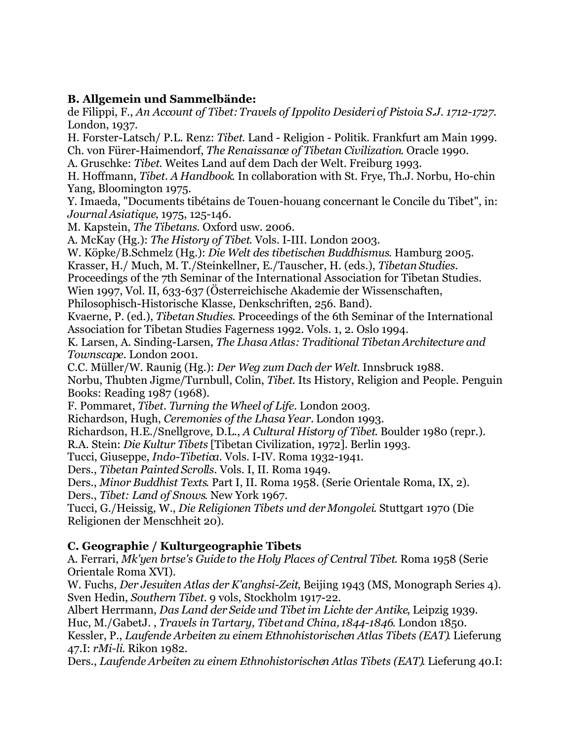### B. Allgemein und Sammelbände:

de Filippi, F., *An Account of Tibet: Travels of Ippolito Desideri of Pistoia S.J. 1712-1727*. London, 1937.

H. Forster-Latsch/ P.L. Renz: *Tibet*. Land - Religion - Politik. Frankfurt am Main 1999.

Ch. von Fürer-Haimendorf, *The Renaissance of Tibetan Civilization*. Oracle 1990.

A. Gruschke: *Tibet*. Weites Land auf dem Dach der Welt. Freiburg 1993.

H. Hoffmann, *Tibet. A Handbook*. In collaboration with St. Frye, Th.J. Norbu, Ho-chin Yang, Bloomington 1975.

Y. Imaeda, "Documents tibétains de Touen-houang concernant le Concile du Tibet", in: *Journal Asiatique*, 1975, 125-146.

M. Kapstein, *The Tibetans*. Oxford usw. 2006.

A. McKay (Hg.): *The History of Tibet*. Vols. I-III. London 2003.

W. Köpke/B.Schmelz (Hg.): *Die Welt des tibetischen Buddhismus*. Hamburg 2005.

Krasser, H./ Much, M. T./Steinkellner, E./Tauscher, H. (eds.), *Tibetan Studies*. Proceedings of the 7th Seminar of the International Association for Tibetan Studies. Wien 1997, Vol. II, 633-637 (Österreichische Akademie der Wissenschaften, Philosophisch-Historische Klasse, Denkschriften, 256. Band).

Kvaerne, P. (ed.), *Tibetan Studies*. Proceedings of the 6th Seminar of the International Association for Tibetan Studies Fagerness 1992. Vols. 1, 2. Oslo 1994.

K. Larsen, A. Sinding-Larsen, *The Lhasa Atlas: Traditional Tibetan Architecture and Townscape*. London 2001.

C.C. Müller/W. Raunig (Hg.): *Der Weg zum Dach der Welt*. Innsbruck 1988.

Norbu, Thubten Jigme/Turnbull, Colin, *Tibet*. Its History, Religion and People. Penguin Books: Reading 1987 (1968).

F. Pommaret, *Tibet. Turning the Wheel of Life*. London 2003.

Richardson, Hugh, *Ceremonies of the Lhasa Year*. London 1993.

Richardson, H.E./Snellgrove, D.L., *A Cultural History of Tibet*. Boulder 1980 (repr.).

R.A. Stein: *Die Kultur Tibets* [Tibetan Civilization, 1972]. Berlin 1993.

Tucci, Giuseppe, *Indo-Tibetica*. Vols. I-IV. Roma 1932-1941.

Ders., *Tibetan Painted Scrolls*. Vols. I, II. Roma 1949.

Ders., *Minor Buddhist Texts*. Part I, II. Roma 1958. (Serie Orientale Roma, IX, 2).

Ders., *Tibet: Land of Snows*. New York 1967.

Tucci, G./Heissig, W., *Die Religionen Tibets und der Mongolei*. Stuttgart 1970 (Die Religionen der Menschheit 20).

### C. Geographie / Kulturgeographie Tibets

A. Ferrari, *Mk'yen brtse's Guide to the Holy Places of Central Tibet*. Roma 1958 (Serie Orientale Roma XVI).

W. Fuchs, *Der Jesuiten Atlas der K'anghsi-Zeit*, Beijing 1943 (MS, Monograph Series 4).

Sven Hedin, *Southern Tibet*. 9 vols, Stockholm 1917-22.

Albert Herrmann, *Das Land der Seide und Tibet im Lichte der Antike*, Leipzig 1939.

Huc, M./GabetJ. , *Travels in Tartary, Tibet and China, 1844-1846*. London 1850.

Kessler, P., *Laufende Arbeiten zu einem Ethnohistorischen Atlas Tibets (EAT)*. Lieferung 47.I: *rMi-li*. Rikon 1982.

Ders., *Laufende Arbeiten zu einem Ethnohistorischen Atlas Tibets (EAT)*. Lieferung 40.I: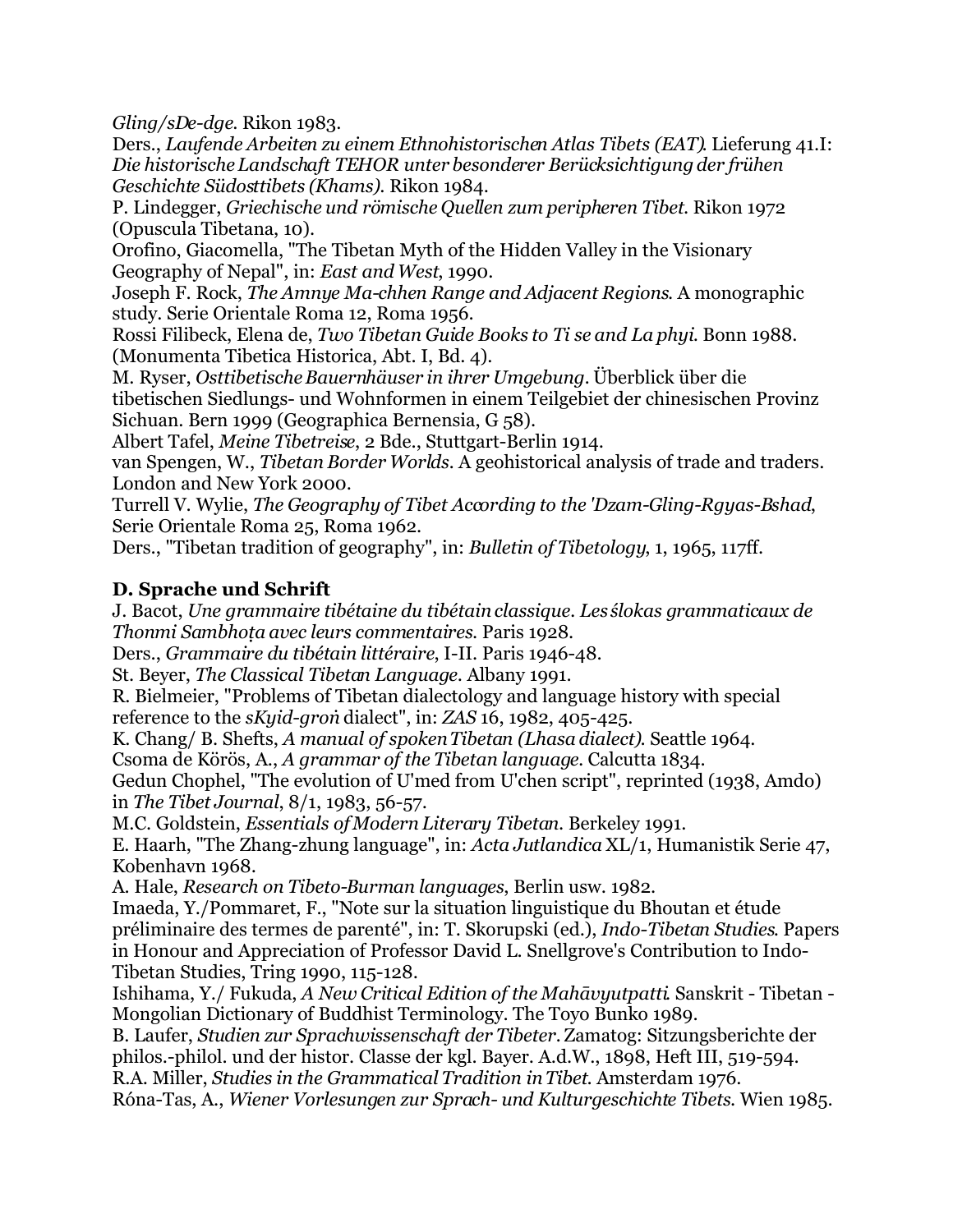*Gling/sDe-dge*. Rikon 1983.

Ders., *Laufende Arbeiten zu einem Ethnohistorischen Atlas Tibets (EAT)*. Lieferung 41.I: *Die historische Landschaft TEHOR unter besonderer Berücksichtigung der frühen Geschichte Südosttibets (Khams)*. Rikon 1984.

P. Lindegger, *Griechische und römische Quellen zum peripheren Tibet*. Rikon 1972 (Opuscula Tibetana, 10).

Orofino, Giacomella, "The Tibetan Myth of the Hidden Valley in the Visionary Geography of Nepal", in: *East and West*, 1990.

Joseph F. Rock, *The Amnye Ma-chhen Range and Adjacent Regions*. A monographic study. Serie Orientale Roma 12, Roma 1956.

Rossi Filibeck, Elena de, *Two Tibetan Guide Books to Ti se and La phyi*. Bonn 1988. (Monumenta Tibetica Historica, Abt. I, Bd. 4).

M. Ryser, *Osttibetische Bauernhäuser in ihrer Umgebung*. Überblick über die tibetischen Siedlungs- und Wohnformen in einem Teilgebiet der chinesischen Provinz Sichuan. Bern 1999 (Geographica Bernensia, G 58).

Albert Tafel, *Meine Tibetreise*, 2 Bde., Stuttgart-Berlin 1914.

van Spengen, W., *Tibetan Border Worlds*. A geohistorical analysis of trade and traders. London and New York 2000.

Turrell V. Wylie, *The Geography of Tibet According to the 'Dzam-Gling-Rgyas-Bshad*, Serie Orientale Roma 25, Roma 1962.

Ders., "Tibetan tradition of geography", in: *Bulletin of Tibetology*, 1, 1965, 117ff.

### D. Sprache und Schrift

J. Bacot, *Une grammaire tibétaine du tibétain classique. Les ślokas grammaticaux de Thonmi Sambhoṭa avec leurs commentaires*. Paris 1928.

Ders., *Grammaire du tibétain littéraire*, I-II. Paris 1946-48.

St. Beyer, *The Classical Tibetan Language*. Albany 1991.

R. Bielmeier, "Problems of Tibetan dialectology and language history with special reference to the *sKyid-groṅ* dialect", in: *ZAS* 16, 1982, 405-425.

K. Chang/ B. Shefts, *A manual of spoken Tibetan (Lhasa dialect)*. Seattle 1964.

Csoma de Körös, A., *A grammar of the Tibetan language*. Calcutta 1834.

Gedun Chophel, "The evolution of U'med from U'chen script", reprinted (1938, Amdo) in *The Tibet Journal*, 8/1, 1983, 56-57.

M.C. Goldstein, *Essentials of Modern Literary Tibetan*. Berkeley 1991.

E. Haarh, "The Zhang-zhung language", in: *Acta Jutlandica* XL/1, Humanistik Serie 47, Kobenhavn 1968.

A. Hale, *Research on Tibeto-Burman languages*, Berlin usw. 1982.

Imaeda, Y./Pommaret, F., "Note sur la situation linguistique du Bhoutan et étude préliminaire des termes de parenté", in: T. Skorupski (ed.), *Indo-Tibetan Studies*. Papers in Honour and Appreciation of Professor David L. Snellgrove's Contribution to Indo-Tibetan Studies, Tring 1990, 115-128.

Ishihama, Y./ Fukuda, *A New Critical Edition of the Mahāvyutpatti*. Sanskrit - Tibetan - Mongolian Dictionary of Buddhist Terminology. The Toyo Bunko 1989.

B. Laufer, *Studien zur Sprachwissenschaft der Tibeter*. Zamatog: Sitzungsberichte der philos.-philol. und der histor. Classe der kgl. Bayer. A.d.W., 1898, Heft III, 519-594.

R.A. Miller, *Studies in the Grammatical Tradition in Tibet*. Amsterdam 1976.

Róna-Tas, A., *Wiener Vorlesungen zur Sprach- und Kulturgeschichte Tibets*. Wien 1985.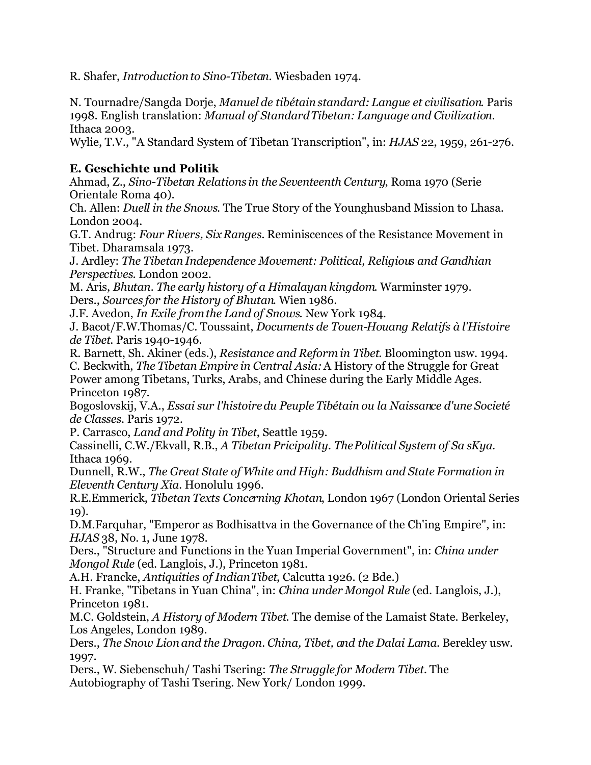R. Shafer, *Introduction to Sino-Tibetan*. Wiesbaden 1974.

N. Tournadre/Sangda Dorje, *Manuel de tibétain standard: Langue et civilisation*. Paris 1998. English translation: *Manual of Standard Tibetan: Language and Civilization*. Ithaca 2003.
Wylie, T.V., "A Standard System of Tibetan Transcription", in: *HJAS* 22, 1959, 261-276.

**E. Geschichte und Politik**
Ahmad, Z., *Sino-Tibetan Relations in the Seventeenth Century*, Roma 1970 (Serie Orientale Roma 40).
Ch. Allen: *Duell in the Snows*. The True Story of the Younghusband Mission to Lhasa. London 2004.
G.T. Andrug: *Four Rivers, Six Ranges*. Reminiscences of the Resistance Movement in Tibet. Dharamsala 1973.
J. Ardley: *The Tibetan Independence Movement: Political, Religious and Gandhian Perspectives*. London 2002.
M. Aris, *Bhutan. The early history of a Himalayan kingdom*. Warminster 1979.
Ders., *Sources for the History of Bhutan*. Wien 1986.
J.F. Avedon, *In Exile from the Land of Snows*. New York 1984.
J. Bacot/F.W.Thomas/C. Toussaint, *Documents de Touen-Houang Relatifs à l'Histoire de Tibet*. Paris 1940-1946.
R. Barnett, Sh. Akiner (eds.), *Resistance and Reform in Tibet*. Bloomington usw. 1994.
C. Beckwith, *The Tibetan Empire in Central Asia:* A History of the Struggle for Great Power among Tibetans, Turks, Arabs, and Chinese during the Early Middle Ages. Princeton 1987.
Bogoslovskij, V.A., *Essai sur l'histoire du Peuple Tibétain ou la Naissance d'une Societé de Classes*. Paris 1972.
P. Carrasco, *Land and Polity in Tibet*, Seattle 1959.
Cassinelli, C.W./Ekvall, R.B., *A Tibetan Pricipality. The Political System of Sa sKya*. Ithaca 1969.
Dunnell, R.W., *The Great State of White and High: Buddhism and State Formation in Eleventh Century Xia*. Honolulu 1996.
R.E.Emmerick, *Tibetan Texts Concerning Khotan*, London 1967 (London Oriental Series 19).
D.M.Farquhar, "Emperor as Bodhisattva in the Governance of the Ch'ing Empire", in: *HJAS* 38, No. 1, June 1978.
Ders., "Structure and Functions in the Yuan Imperial Government", in: *China under Mongol Rule* (ed. Langlois, J.), Princeton 1981.
A.H. Francke, *Antiquities of Indian Tibet*, Calcutta 1926. (2 Bde.)
H. Franke, "Tibetans in Yuan China", in: *China under Mongol Rule* (ed. Langlois, J.), Princeton 1981.
M.C. Goldstein, *A History of Modern Tibet*. The demise of the Lamaist State. Berkeley, Los Angeles, London 1989.
Ders., *The Snow Lion and the Dragon. China, Tibet, and the Dalai Lama*. Berekley usw. 1997.
Ders., W. Siebenschuh/ Tashi Tsering: *The Struggle for Modern Tibet*. The Autobiography of Tashi Tsering. New York/ London 1999.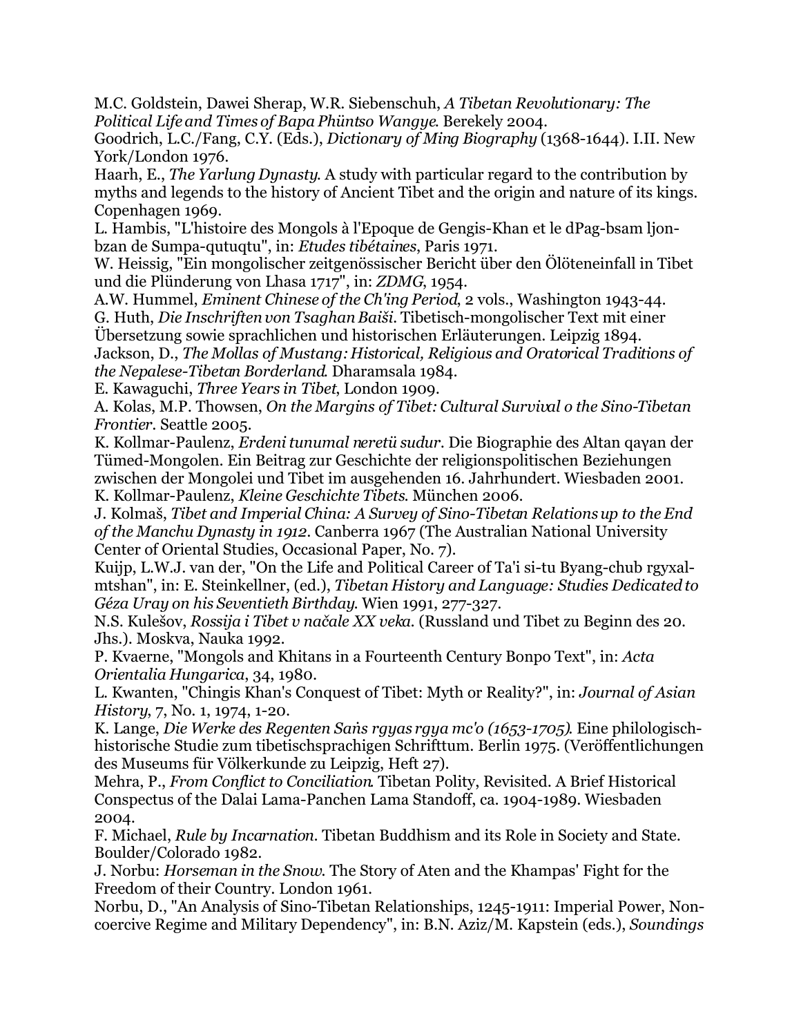M.C. Goldstein, Dawei Sherap, W.R. Siebenschuh, *A Tibetan Revolutionary: The Political Life and Times of Bapa Phüntso Wangye*. Berekely 2004.
Goodrich, L.C./Fang, C.Y. (Eds.), *Dictionary of Ming Biography* (1368-1644). I.II. New York/London 1976.
Haarh, E., *The Yarlung Dynasty*. A study with particular regard to the contribution by myths and legends to the history of Ancient Tibet and the origin and nature of its kings. Copenhagen 1969.
L. Hambis, "L'histoire des Mongols à l'Epoque de Gengis-Khan et le dPag-bsam ljon-bzan de Sumpa-qutuqtu", in: *Etudes tibétaines*, Paris 1971.
W. Heissig, "Ein mongolischer zeitgenössischer Bericht über den Ölöteneinfall in Tibet und die Plünderung von Lhasa 1717", in: *ZDMG*, 1954.
A.W. Hummel, *Eminent Chinese of the Ch'ing Period*, 2 vols., Washington 1943-44.
G. Huth, *Die Inschriften von Tsaghan Baiši*. Tibetisch-mongolischer Text mit einer Übersetzung sowie sprachlichen und historischen Erläuterungen. Leipzig 1894.
Jackson, D., *The Mollas of Mustang: Historical, Religious and Oratorical Traditions of the Nepalese-Tibetan Borderland*. Dharamsala 1984.
E. Kawaguchi, *Three Years in Tibet*, London 1909.
A. Kolas, M.P. Thowsen, *On the Margins of Tibet: Cultural Survival o the Sino-Tibetan Frontier*. Seattle 2005.
K. Kollmar-Paulenz, *Erdeni tunumal neretü sudur*. Die Biographie des Altan qaγan der Tümed-Mongolen. Ein Beitrag zur Geschichte der religionspolitischen Beziehungen zwischen der Mongolei und Tibet im ausgehenden 16. Jahrhundert. Wiesbaden 2001.
K. Kollmar-Paulenz, *Kleine Geschichte Tibets*. München 2006.
J. Kolmaš, *Tibet and Imperial China: A Survey of Sino-Tibetan Relations up to the End of the Manchu Dynasty in 1912*. Canberra 1967 (The Australian National University Center of Oriental Studies, Occasional Paper, No. 7).
Kuijp, L.W.J. van der, "On the Life and Political Career of Ta'i si-tu Byang-chub rgyxal-mtshan", in: E. Steinkellner, (ed.), *Tibetan History and Language: Studies Dedicated to Géza Uray on his Seventieth Birthday*. Wien 1991, 277-327.
N.S. Kulešov, *Rossija i Tibet v načale XX veka*. (Russland und Tibet zu Beginn des 20. Jhs.). Moskva, Nauka 1992.
P. Kvaerne, "Mongols and Khitans in a Fourteenth Century Bonpo Text", in: *Acta Orientalia Hungarica*, 34, 1980.
L. Kwanten, "Chingis Khan's Conquest of Tibet: Myth or Reality?", in: *Journal of Asian History*, 7, No. 1, 1974, 1-20.
K. Lange, *Die Werke des Regenten Saṅs rgyas rgya mc'o (1653-1705)*. Eine philologisch-historische Studie zum tibetischsprachigen Schrifttum. Berlin 1975. (Veröffentlichungen des Museums für Völkerkunde zu Leipzig, Heft 27).
Mehra, P., *From Conflict to Conciliation*. Tibetan Polity, Revisited. A Brief Historical Conspectus of the Dalai Lama-Panchen Lama Standoff, ca. 1904-1989. Wiesbaden 2004.
F. Michael, *Rule by Incarnation*. Tibetan Buddhism and its Role in Society and State. Boulder/Colorado 1982.
J. Norbu: *Horseman in the Snow*. The Story of Aten and the Khampas' Fight for the Freedom of their Country. London 1961.
Norbu, D., "An Analysis of Sino-Tibetan Relationships, 1245-1911: Imperial Power, Non-coercive Regime and Military Dependency", in: B.N. Aziz/M. Kapstein (eds.), *Soundings*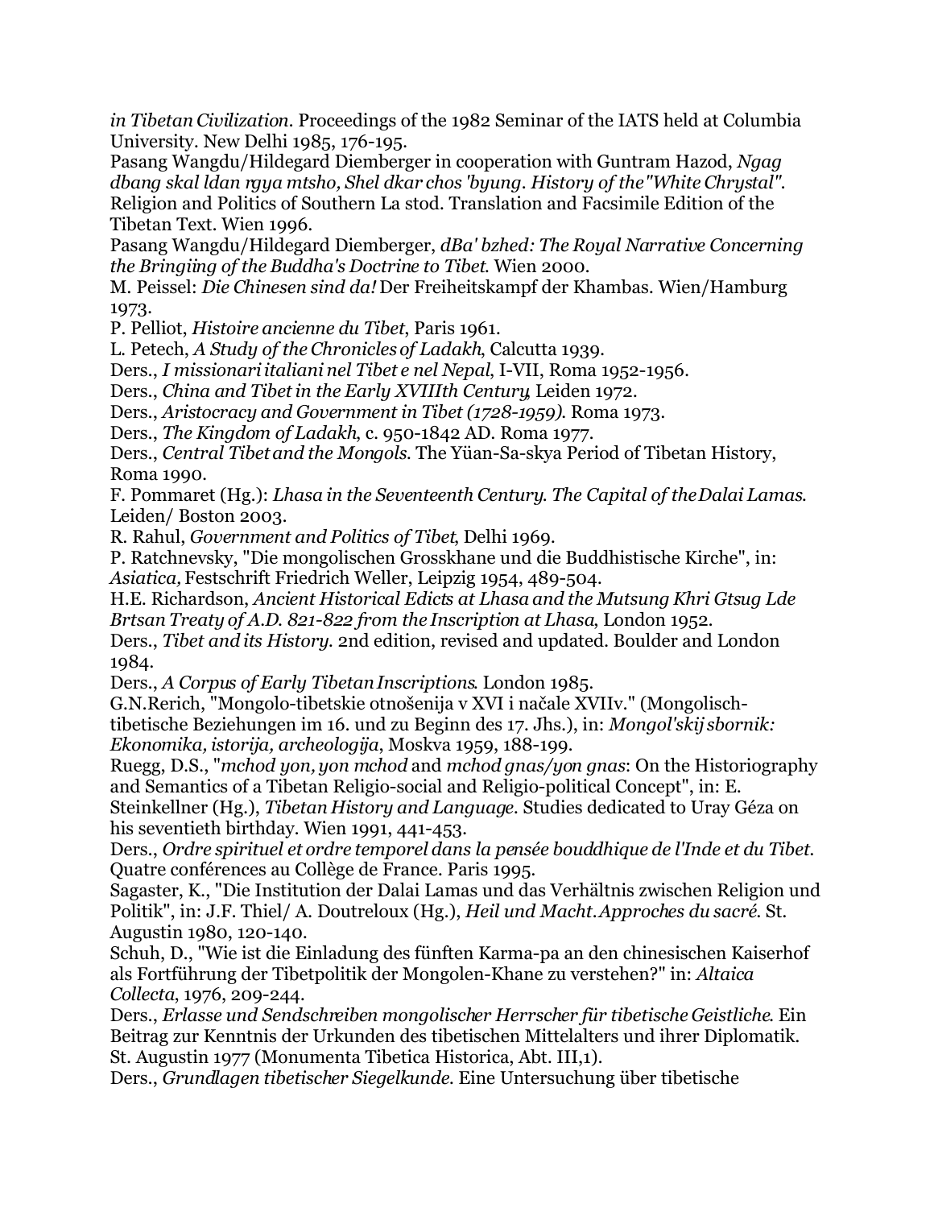*in Tibetan Civilization*. Proceedings of the 1982 Seminar of the IATS held at Columbia University. New Delhi 1985, 176-195.

Pasang Wangdu/Hildegard Diemberger in cooperation with Guntram Hazod, *Ngag dbang skal ldan rgya mtsho, Shel dkar chos 'byung. History of the "White Chrystal"*. Religion and Politics of Southern La stod. Translation and Facsimile Edition of the Tibetan Text. Wien 1996.

Pasang Wangdu/Hildegard Diemberger, *dBa' bzhed: The Royal Narrative Concerning the Bringiing of the Buddha's Doctrine to Tibet*. Wien 2000.

M. Peissel: *Die Chinesen sind da!* Der Freiheitskampf der Khambas. Wien/Hamburg 1973.

P. Pelliot, *Histoire ancienne du Tibet*, Paris 1961.

L. Petech, *A Study of the Chronicles of Ladakh*, Calcutta 1939.

Ders., *I missionari italiani nel Tibet e nel Nepal*, I-VII, Roma 1952-1956.

Ders., *China and Tibet in the Early XVIIIth Century*, Leiden 1972.

Ders., *Aristocracy and Government in Tibet (1728-1959)*. Roma 1973.

Ders., *The Kingdom of Ladakh*, c. 950-1842 AD. Roma 1977.

Ders., *Central Tibet and the Mongols*. The Yüan-Sa-skya Period of Tibetan History, Roma 1990.

F. Pommaret (Hg.): *Lhasa in the Seventeenth Century. The Capital of the Dalai Lamas*. Leiden/ Boston 2003.

R. Rahul, *Government and Politics of Tibet*, Delhi 1969.

P. Ratchnevsky, "Die mongolischen Grosskhane und die Buddhistische Kirche", in: *Asiatica,* Festschrift Friedrich Weller, Leipzig 1954, 489-504.

H.E. Richardson, *Ancient Historical Edicts at Lhasa and the Mutsung Khri Gtsug Lde Brtsan Treaty of A.D. 821-822 from the Inscription at Lhasa*, London 1952.

Ders., *Tibet and its History*. 2nd edition, revised and updated. Boulder and London 1984.

Ders., *A Corpus of Early Tibetan Inscriptions*. London 1985.

G.N.Rerich, "Mongolo-tibetskie otnošenija v XVI i načale XVIIv." (Mongolisch-tibetische Beziehungen im 16. und zu Beginn des 17. Jhs.), in: *Mongol'skij sbornik: Ekonomika, istorija, archeologija*, Moskva 1959, 188-199.

Ruegg, D.S., "*mchod yon, yon mchod* and *mchod gnas/yon gnas*: On the Historiography and Semantics of a Tibetan Religio-social and Religio-political Concept", in: E. Steinkellner (Hg.), *Tibetan History and Language*. Studies dedicated to Uray Géza on his seventieth birthday. Wien 1991, 441-453.

Ders., *Ordre spirituel et ordre temporel dans la pensée bouddhique de l'Inde et du Tibet*. Quatre conférences au Collège de France. Paris 1995.

Sagaster, K., "Die Institution der Dalai Lamas und das Verhältnis zwischen Religion und Politik", in: J.F. Thiel/ A. Doutreloux (Hg.), *Heil und Macht. Approches du sacré*. St. Augustin 1980, 120-140.

Schuh, D., "Wie ist die Einladung des fünften Karma-pa an den chinesischen Kaiserhof als Fortführung der Tibetpolitik der Mongolen-Khane zu verstehen?" in: *Altaica Collecta*, 1976, 209-244.

Ders., *Erlasse und Sendschreiben mongolischer Herrscher für tibetische Geistliche*. Ein Beitrag zur Kenntnis der Urkunden des tibetischen Mittelalters und ihrer Diplomatik. St. Augustin 1977 (Monumenta Tibetica Historica, Abt. III,1).

Ders., *Grundlagen tibetischer Siegelkunde*. Eine Untersuchung über tibetische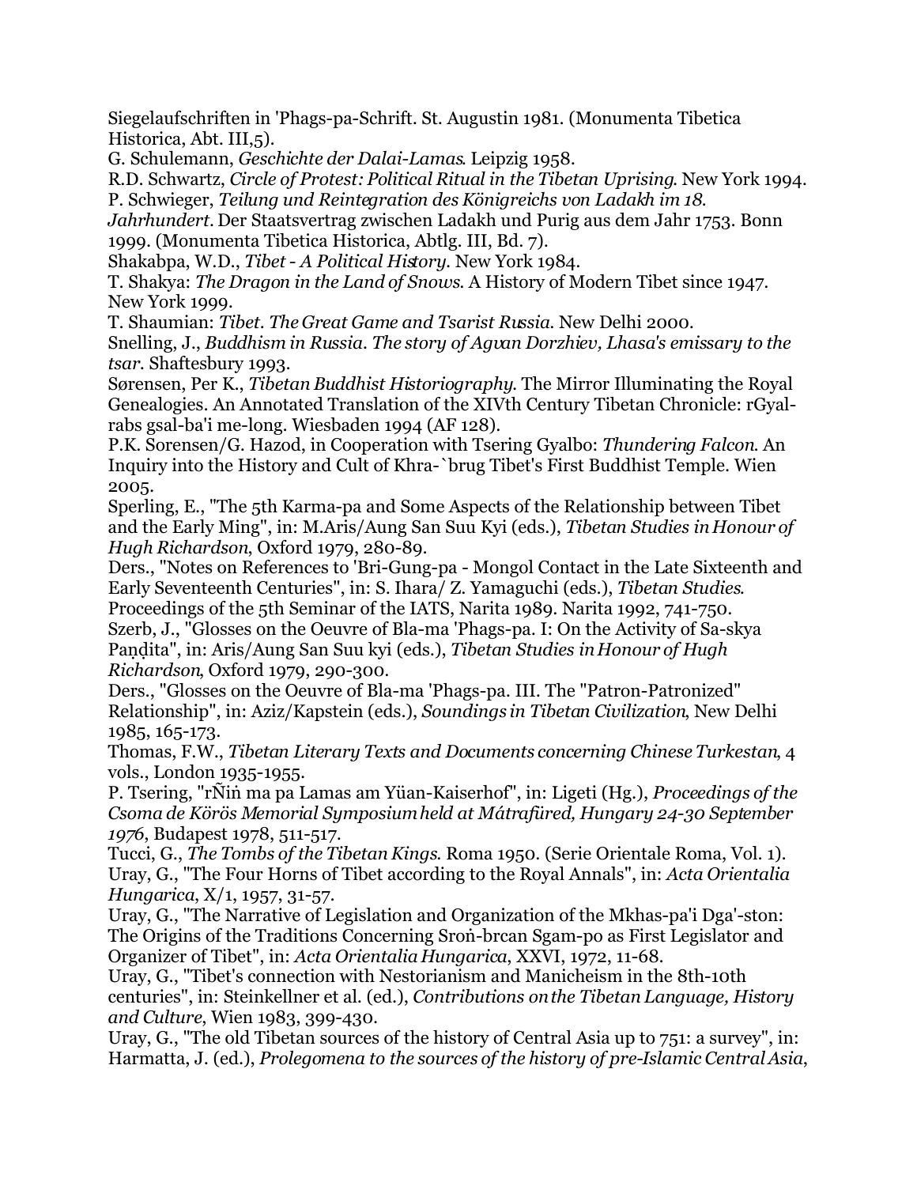Siegelaufschriften in 'Phags-pa-Schrift. St. Augustin 1981. (Monumenta Tibetica Historica, Abt. III,5).

G. Schulemann, *Geschichte der Dalai-Lamas*. Leipzig 1958.

R.D. Schwartz, *Circle of Protest: Political Ritual in the Tibetan Uprising*. New York 1994.

P. Schwieger, *Teilung und Reintegration des Königreichs von Ladakh im 18. Jahrhundert*. Der Staatsvertrag zwischen Ladakh und Purig aus dem Jahr 1753. Bonn 1999. (Monumenta Tibetica Historica, Abtlg. III, Bd. 7).

Shakabpa, W.D., *Tibet - A Political History*. New York 1984.

T. Shakya: *The Dragon in the Land of Snows*. A History of Modern Tibet since 1947. New York 1999.

T. Shaumian: *Tibet. The Great Game and Tsarist Russia*. New Delhi 2000.

Snelling, J., *Buddhism in Russia. The story of Agvan Dorzhiev, Lhasa's emissary to the tsar*. Shaftesbury 1993.

Sørensen, Per K., *Tibetan Buddhist Historiography*. The Mirror Illuminating the Royal Genealogies. An Annotated Translation of the XIVth Century Tibetan Chronicle: rGyal-rabs gsal-ba'i me-long. Wiesbaden 1994 (AF 128).

P.K. Sorensen/G. Hazod, in Cooperation with Tsering Gyalbo: *Thundering Falcon*. An Inquiry into the History and Cult of Khra-`brug Tibet's First Buddhist Temple. Wien 2005.

Sperling, E., "The 5th Karma-pa and Some Aspects of the Relationship between Tibet and the Early Ming", in: M.Aris/Aung San Suu Kyi (eds.), *Tibetan Studies in Honour of Hugh Richardson*, Oxford 1979, 280-89.

Ders., "Notes on References to 'Bri-Gung-pa - Mongol Contact in the Late Sixteenth and Early Seventeenth Centuries", in: S. Ihara/ Z. Yamaguchi (eds.), *Tibetan Studies*. Proceedings of the 5th Seminar of the IATS, Narita 1989. Narita 1992, 741-750.

Szerb, J., "Glosses on the Oeuvre of Bla-ma 'Phags-pa. I: On the Activity of Sa-skya Paṇḍita", in: Aris/Aung San Suu kyi (eds.), *Tibetan Studies in Honour of Hugh Richardson*, Oxford 1979, 290-300.

Ders., "Glosses on the Oeuvre of Bla-ma 'Phags-pa. III. The "Patron-Patronized" Relationship", in: Aziz/Kapstein (eds.), *Soundings in Tibetan Civilization*, New Delhi 1985, 165-173.

Thomas, F.W., *Tibetan Literary Texts and Documents concerning Chinese Turkestan*, 4 vols., London 1935-1955.

P. Tsering, "rÑiṅ ma pa Lamas am Yüan-Kaiserhof", in: Ligeti (Hg.), *Proceedings of the Csoma de Körös Memorial Symposium held at Mátrafüred, Hungary 24-30 September 1976*, Budapest 1978, 511-517.

Tucci, G., *The Tombs of the Tibetan Kings*. Roma 1950. (Serie Orientale Roma, Vol. 1).

Uray, G., "The Four Horns of Tibet according to the Royal Annals", in: *Acta Orientalia Hungarica*, X/1, 1957, 31-57.

Uray, G., "The Narrative of Legislation and Organization of the Mkhas-pa'i Dga'-ston: The Origins of the Traditions Concerning Sroṅ-brcan Sgam-po as First Legislator and Organizer of Tibet", in: *Acta Orientalia Hungarica*, XXVI, 1972, 11-68.

Uray, G., "Tibet's connection with Nestorianism and Manicheism in the 8th-10th centuries", in: Steinkellner et al. (ed.), *Contributions on the Tibetan Language, History and Culture*, Wien 1983, 399-430.

Uray, G., "The old Tibetan sources of the history of Central Asia up to 751: a survey", in: Harmatta, J. (ed.), *Prolegomena to the sources of the history of pre-Islamic Central Asia*,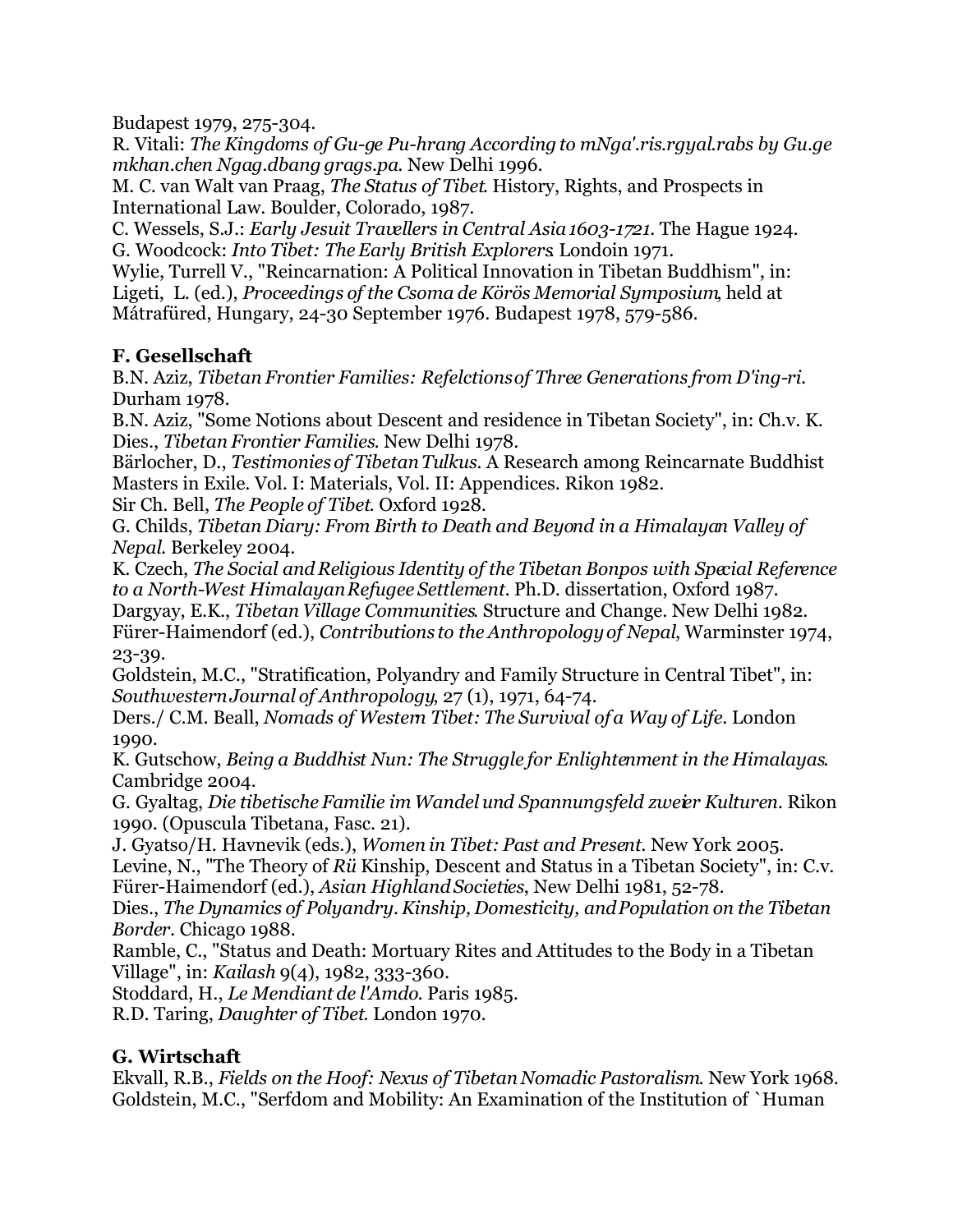Budapest 1979, 275-304.
R. Vitali: *The Kingdoms of Gu-ge Pu-hrang According to mNga'.ris.rgyal.rabs by Gu.ge mkhan.chen Ngag.dbang grags.pa.* New Delhi 1996.
M. C. van Walt van Praag, *The Status of Tibet.* History, Rights, and Prospects in International Law. Boulder, Colorado, 1987.
C. Wessels, S.J.: *Early Jesuit Travellers in Central Asia 1603-1721.* The Hague 1924.
G. Woodcock: *Into Tibet: The Early British Explorers.* Londoin 1971.
Wylie, Turrell V., "Reincarnation: A Political Innovation in Tibetan Buddhism", in: Ligeti, L. (ed.), *Proceedings of the Csoma de Körös Memorial Symposium*, held at Mátrafüred, Hungary, 24-30 September 1976. Budapest 1978, 579-586.

**F. Gesellschaft**

B.N. Aziz, *Tibetan Frontier Families: Refelctions of Three Generations from D'ing-ri.* Durham 1978.
B.N. Aziz, "Some Notions about Descent and residence in Tibetan Society", in: Ch.v. K. Dies., *Tibetan Frontier Families.* New Delhi 1978.
Bärlocher, D., *Testimonies of Tibetan Tulkus.* A Research among Reincarnate Buddhist Masters in Exile. Vol. I: Materials, Vol. II: Appendices. Rikon 1982.
Sir Ch. Bell, *The People of Tibet.* Oxford 1928.
G. Childs, *Tibetan Diary: From Birth to Death and Beyond in a Himalayan Valley of Nepal.* Berkeley 2004.
K. Czech, *The Social and Religious Identity of the Tibetan Bonpos with Special Reference to a North-West Himalayan Refugee Settlement.* Ph.D. dissertation, Oxford 1987.
Dargyay, E.K., *Tibetan Village Communities.* Structure and Change. New Delhi 1982.
Fürer-Haimendorf (ed.), *Contributions to the Anthropology of Nepal*, Warminster 1974, 23-39.
Goldstein, M.C., "Stratification, Polyandry and Family Structure in Central Tibet", in: *Southwestern Journal of Anthropology*, 27 (1), 1971, 64-74.
Ders./ C.M. Beall, *Nomads of Western Tibet: The Survival of a Way of Life.* London 1990.
K. Gutschow, *Being a Buddhist Nun: The Struggle for Enlightenment in the Himalayas.* Cambridge 2004.
G. Gyaltag, *Die tibetische Familie im Wandel und Spannungsfeld zweier Kulturen.* Rikon 1990. (Opuscula Tibetana, Fasc. 21).
J. Gyatso/H. Havnevik (eds.), *Women in Tibet: Past and Present.* New York 2005.
Levine, N., "The Theory of *Rü* Kinship, Descent and Status in a Tibetan Society", in: C.v. Fürer-Haimendorf (ed.), *Asian Highland Societies*, New Delhi 1981, 52-78.
Dies., *The Dynamics of Polyandry. Kinship, Domesticity, and Population on the Tibetan Border.* Chicago 1988.
Ramble, C., "Status and Death: Mortuary Rites and Attitudes to the Body in a Tibetan Village", in: *Kailash* 9(4), 1982, 333-360.
Stoddard, H., *Le Mendiant de l'Amdo.* Paris 1985.
R.D. Taring, *Daughter of Tibet.* London 1970.

**G. Wirtschaft**

Ekvall, R.B., *Fields on the Hoof: Nexus of Tibetan Nomadic Pastoralism.* New York 1968.
Goldstein, M.C., "Serfdom and Mobility: An Examination of the Institution of `Human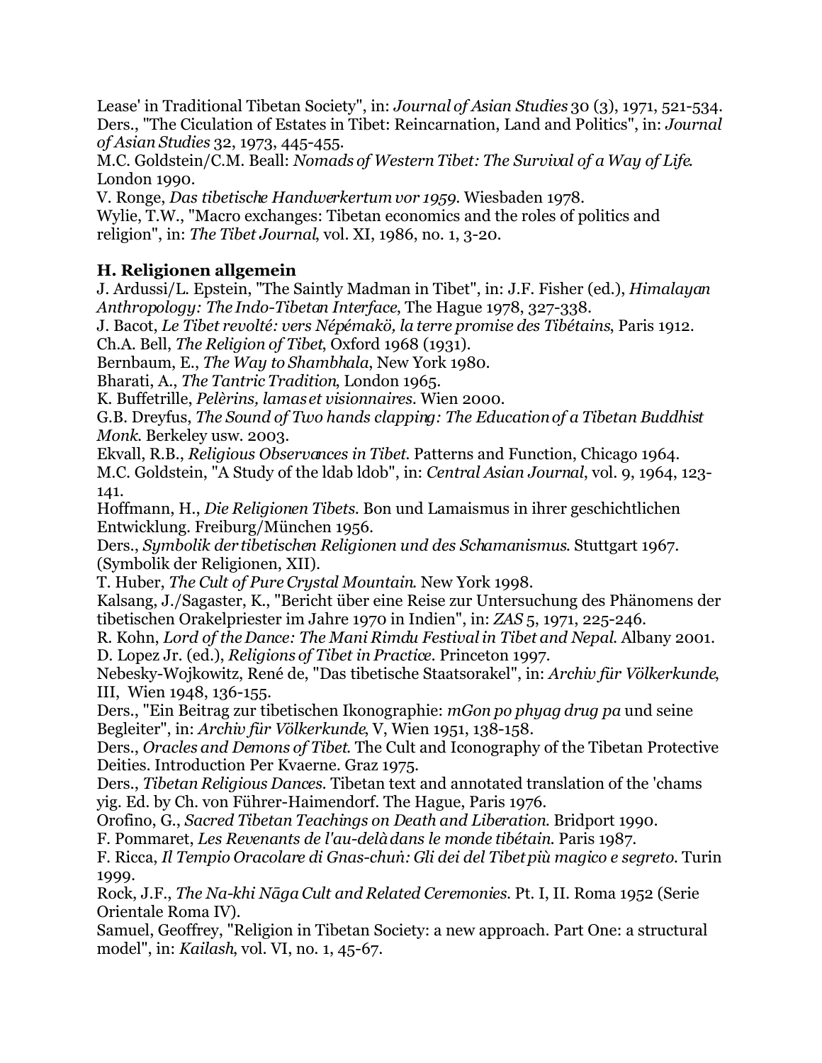Lease' in Traditional Tibetan Society", in: *Journal of Asian Studies* 30 (3), 1971, 521-534.
Ders., "The Ciculation of Estates in Tibet: Reincarnation, Land and Politics", in: *Journal of Asian Studies* 32, 1973, 445-455.
M.C. Goldstein/C.M. Beall: *Nomads of Western Tibet: The Survival of a Way of Life.* London 1990.
V. Ronge, *Das tibetische Handwerkertum vor 1959.* Wiesbaden 1978.
Wylie, T.W., "Macro exchanges: Tibetan economics and the roles of politics and religion", in: *The Tibet Journal*, vol. XI, 1986, no. 1, 3-20.

## H. Religionen allgemein

J. Ardussi/L. Epstein, "The Saintly Madman in Tibet", in: J.F. Fisher (ed.), *Himalayan Anthropology: The Indo-Tibetan Interface*, The Hague 1978, 327-338.
J. Bacot, *Le Tibet revolté: vers Népémakö, la terre promise des Tibétains*, Paris 1912.
Ch.A. Bell, *The Religion of Tibet*, Oxford 1968 (1931).
Bernbaum, E., *The Way to Shambhala*, New York 1980.
Bharati, A., *The Tantric Tradition*, London 1965.
K. Buffetrille, *Pelèrins, lamas et visionnaires*. Wien 2000.
G.B. Dreyfus, *The Sound of Two hands clapping: The Education of a Tibetan Buddhist Monk.* Berkeley usw. 2003.
Ekvall, R.B., *Religious Observances in Tibet.* Patterns and Function, Chicago 1964.
M.C. Goldstein, "A Study of the ldab ldob", in: *Central Asian Journal*, vol. 9, 1964, 123-141.
Hoffmann, H., *Die Religionen Tibets.* Bon und Lamaismus in ihrer geschichtlichen Entwicklung. Freiburg/München 1956.
Ders., *Symbolik der tibetischen Religionen und des Schamanismus.* Stuttgart 1967. (Symbolik der Religionen, XII).
T. Huber, *The Cult of Pure Crystal Mountain.* New York 1998.
Kalsang, J./Sagaster, K., "Bericht über eine Reise zur Untersuchung des Phänomens der tibetischen Orakelpriester im Jahre 1970 in Indien", in: *ZAS* 5, 1971, 225-246.
R. Kohn, *Lord of the Dance: The Mani Rimdu Festival in Tibet and Nepal.* Albany 2001.
D. Lopez Jr. (ed.), *Religions of Tibet in Practice*. Princeton 1997.
Nebesky-Wojkowitz, René de, "Das tibetische Staatsorakel", in: *Archiv für Völkerkunde*, III, Wien 1948, 136-155.
Ders., "Ein Beitrag zur tibetischen Ikonographie: *mGon po phyag drug pa* und seine Begleiter", in: *Archiv für Völkerkunde*, V, Wien 1951, 138-158.
Ders., *Oracles and Demons of Tibet.* The Cult and Iconography of the Tibetan Protective Deities. Introduction Per Kvaerne. Graz 1975.
Ders., *Tibetan Religious Dances.* Tibetan text and annotated translation of the 'chams yig. Ed. by Ch. von Führer-Haimendorf. The Hague, Paris 1976.
Orofino, G., *Sacred Tibetan Teachings on Death and Liberation.* Bridport 1990.
F. Pommaret, *Les Revenants de l'au-delà dans le monde tibétain.* Paris 1987.
F. Ricca, *Il Tempio Oracolare di Gnas-chuṅ: Gli dei del Tibet più magico e segreto.* Turin 1999.
Rock, J.F., *The Na-khi Nāga Cult and Related Ceremonies.* Pt. I, II. Roma 1952 (Serie Orientale Roma IV).
Samuel, Geoffrey, "Religion in Tibetan Society: a new approach. Part One: a structural model", in: *Kailash*, vol. VI, no. 1, 45-67.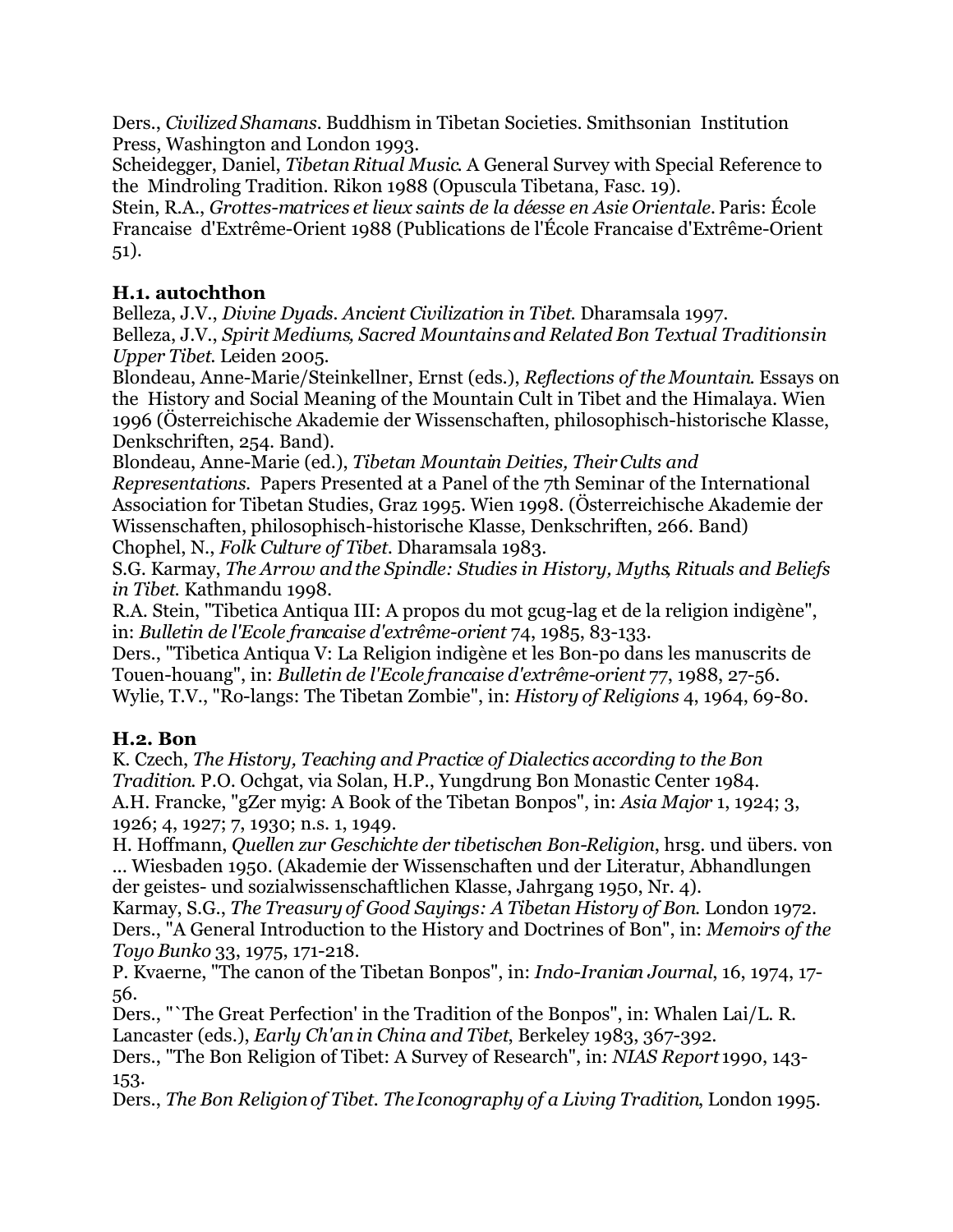Ders., *Civilized Shamans*. Buddhism in Tibetan Societies. Smithsonian Institution Press, Washington and London 1993.
Scheidegger, Daniel, *Tibetan Ritual Music*. A General Survey with Special Reference to the Mindroling Tradition. Rikon 1988 (Opuscula Tibetana, Fasc. 19).
Stein, R.A., *Grottes-matrices et lieux saints de la déesse en Asie Orientale*. Paris: École Francaise d'Extrême-Orient 1988 (Publications de l'École Francaise d'Extrême-Orient 51).

### H.1. autochthon

Belleza, J.V., *Divine Dyads. Ancient Civilization in Tibet*. Dharamsala 1997.
Belleza, J.V., *Spirit Mediums, Sacred Mountains and Related Bon Textual Traditions in Upper Tibet*. Leiden 2005.
Blondeau, Anne-Marie/Steinkellner, Ernst (eds.), *Reflections of the Mountain*. Essays on the History and Social Meaning of the Mountain Cult in Tibet and the Himalaya. Wien 1996 (Österreichische Akademie der Wissenschaften, philosophisch-historische Klasse, Denkschriften, 254. Band).
Blondeau, Anne-Marie (ed.), *Tibetan Mountain Deities, Their Cults and Representations*. Papers Presented at a Panel of the 7th Seminar of the International Association for Tibetan Studies, Graz 1995. Wien 1998. (Österreichische Akademie der Wissenschaften, philosophisch-historische Klasse, Denkschriften, 266. Band)
Chophel, N., *Folk Culture of Tibet*. Dharamsala 1983.
S.G. Karmay, *The Arrow and the Spindle: Studies in History, Myths, Rituals and Beliefs in Tibet*. Kathmandu 1998.
R.A. Stein, "Tibetica Antiqua III: A propos du mot gcug-lag et de la religion indigène", in: *Bulletin de l'Ecole francaise d'extrême-orient* 74, 1985, 83-133.
Ders., "Tibetica Antiqua V: La Religion indigène et les Bon-po dans les manuscrits de Touen-houang", in: *Bulletin de l'Ecole francaise d'extrême-orient* 77, 1988, 27-56.
Wylie, T.V., "Ro-langs: The Tibetan Zombie", in: *History of Religions* 4, 1964, 69-80.

### H.2. Bon

K. Czech, *The History, Teaching and Practice of Dialectics according to the Bon Tradition*. P.O. Ochgat, via Solan, H.P., Yungdrung Bon Monastic Center 1984.
A.H. Francke, "gZer myig: A Book of the Tibetan Bonpos", in: *Asia Major* 1, 1924; 3, 1926; 4, 1927; 7, 1930; n.s. 1, 1949.
H. Hoffmann, *Quellen zur Geschichte der tibetischen Bon-Religion*, hrsg. und übers. von ... Wiesbaden 1950. (Akademie der Wissenschaften und der Literatur, Abhandlungen der geistes- und sozialwissenschaftlichen Klasse, Jahrgang 1950, Nr. 4).
Karmay, S.G., *The Treasury of Good Sayings: A Tibetan History of Bon*. London 1972.
Ders., "A General Introduction to the History and Doctrines of Bon", in: *Memoirs of the Toyo Bunko* 33, 1975, 171-218.
P. Kvaerne, "The canon of the Tibetan Bonpos", in: *Indo-Iranian Journal*, 16, 1974, 17-56.
Ders., "`The Great Perfection' in the Tradition of the Bonpos", in: Whalen Lai/L. R. Lancaster (eds.), *Early Ch'an in China and Tibet*, Berkeley 1983, 367-392.
Ders., "The Bon Religion of Tibet: A Survey of Research", in: *NIAS Report* 1990, 143-153.
Ders., *The Bon Religion of Tibet. The Iconography of a Living Tradition*, London 1995.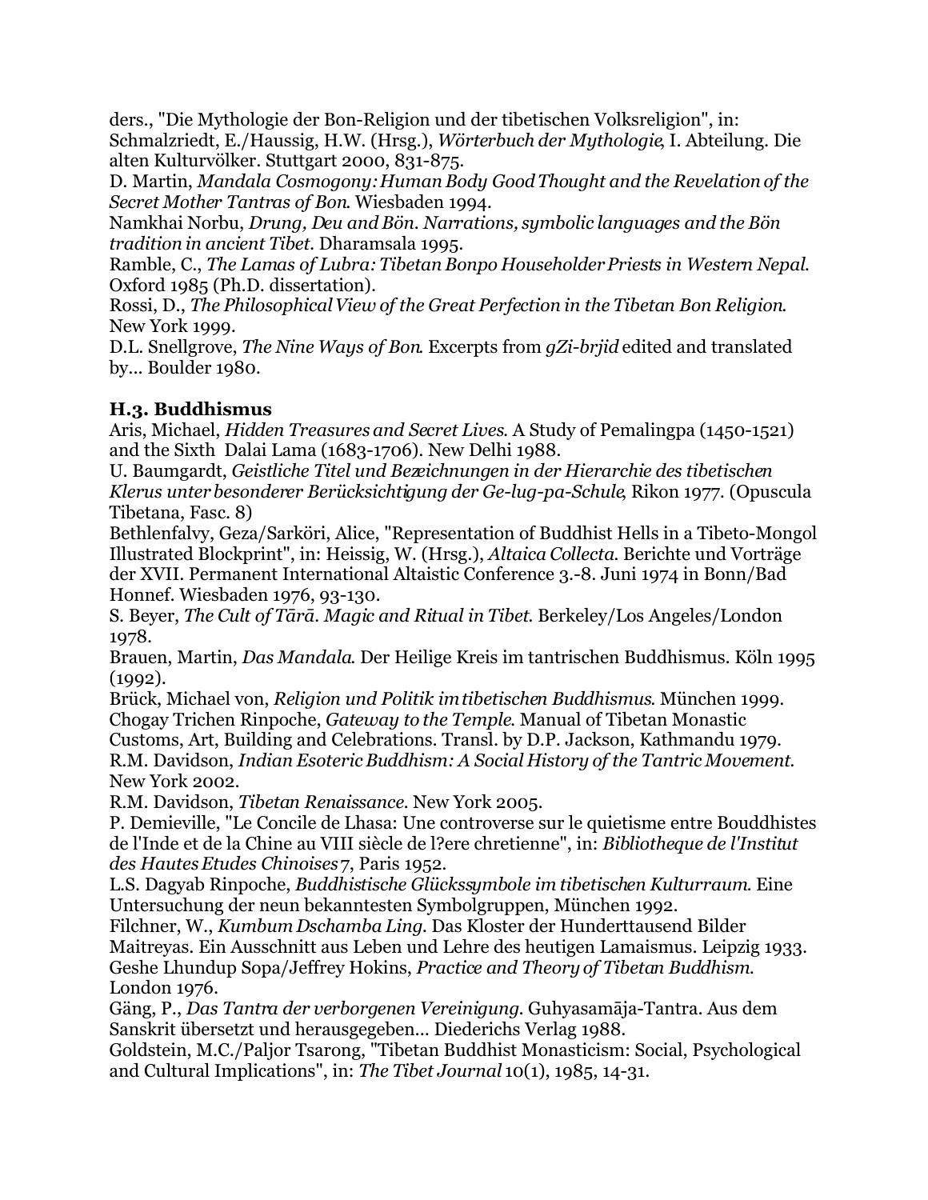ders., "Die Mythologie der Bon-Religion und der tibetischen Volksreligion", in: Schmalzriedt, E./Haussig, H.W. (Hrsg.), *Wörterbuch der Mythologie*, I. Abteilung. Die alten Kulturvölker. Stuttgart 2000, 831-875.
D. Martin, *Mandala Cosmogony: Human Body Good Thought and the Revelation of the Secret Mother Tantras of Bon*. Wiesbaden 1994.
Namkhai Norbu, *Drung, Deu and Bön. Narrations, symbolic languages and the Bön tradition in ancient Tibet*. Dharamsala 1995.
Ramble, C., *The Lamas of Lubra: Tibetan Bonpo Householder Priests in Western Nepal*. Oxford 1985 (Ph.D. dissertation).
Rossi, D., *The Philosophical View of the Great Perfection in the Tibetan Bon Religion*. New York 1999.
D.L. Snellgrove, *The Nine Ways of Bon*. Excerpts from *gZi-brjid* edited and translated by... Boulder 1980.

### H.3. Buddhismus

Aris, Michael, *Hidden Treasures and Secret Lives*. A Study of Pemalingpa (1450-1521) and the Sixth Dalai Lama (1683-1706). New Delhi 1988.
U. Baumgardt, *Geistliche Titel und Bezeichnungen in der Hierarchie des tibetischen Klerus unter besonderer Berücksichtigung der Ge-lug-pa-Schule*, Rikon 1977. (Opuscula Tibetana, Fasc. 8)
Bethlenfalvy, Geza/Sarköri, Alice, "Representation of Buddhist Hells in a Tibeto-Mongol Illustrated Blockprint", in: Heissig, W. (Hrsg.), *Altaica Collecta*. Berichte und Vorträge der XVII. Permanent International Altaistic Conference 3.-8. Juni 1974 in Bonn/Bad Honnef. Wiesbaden 1976, 93-130.
S. Beyer, *The Cult of Tārā*. *Magic and Ritual in Tibet*. Berkeley/Los Angeles/London 1978.
Brauen, Martin, *Das Mandala*. Der Heilige Kreis im tantrischen Buddhismus. Köln 1995 (1992).
Brück, Michael von, *Religion und Politik im tibetischen Buddhismus*. München 1999.
Chogay Trichen Rinpoche, *Gateway to the Temple*. Manual of Tibetan Monastic Customs, Art, Building and Celebrations. Transl. by D.P. Jackson, Kathmandu 1979.
R.M. Davidson, *Indian Esoteric Buddhism: A Social History of the Tantric Movement*. New York 2002.
R.M. Davidson, *Tibetan Renaissance*. New York 2005.
P. Demieville, "Le Concile de Lhasa: Une controverse sur le quietisme entre Bouddhistes de l'Inde et de la Chine au VIII siècle de l?ere chretienne", in: *Bibliotheque de l'Institut des Hautes Etudes Chinoises* 7, Paris 1952.
L.S. Dagyab Rinpoche, *Buddhistische Glückssymbole im tibetischen Kulturraum*. Eine Untersuchung der neun bekanntesten Symbolgruppen, München 1992.
Filchner, W., *Kumbum Dschamba Ling*. Das Kloster der Hunderttausend Bilder Maitreyas. Ein Ausschnitt aus Leben und Lehre des heutigen Lamaismus. Leipzig 1933.
Geshe Lhundup Sopa/Jeffrey Hokins, *Practice and Theory of Tibetan Buddhism*. London 1976.
Gäng, P., *Das Tantra der verborgenen Vereinigung*. Guhyasamāja-Tantra. Aus dem Sanskrit übersetzt und herausgegeben... Diederichs Verlag 1988.
Goldstein, M.C./Paljor Tsarong, "Tibetan Buddhist Monasticism: Social, Psychological and Cultural Implications", in: *The Tibet Journal* 10(1), 1985, 14-31.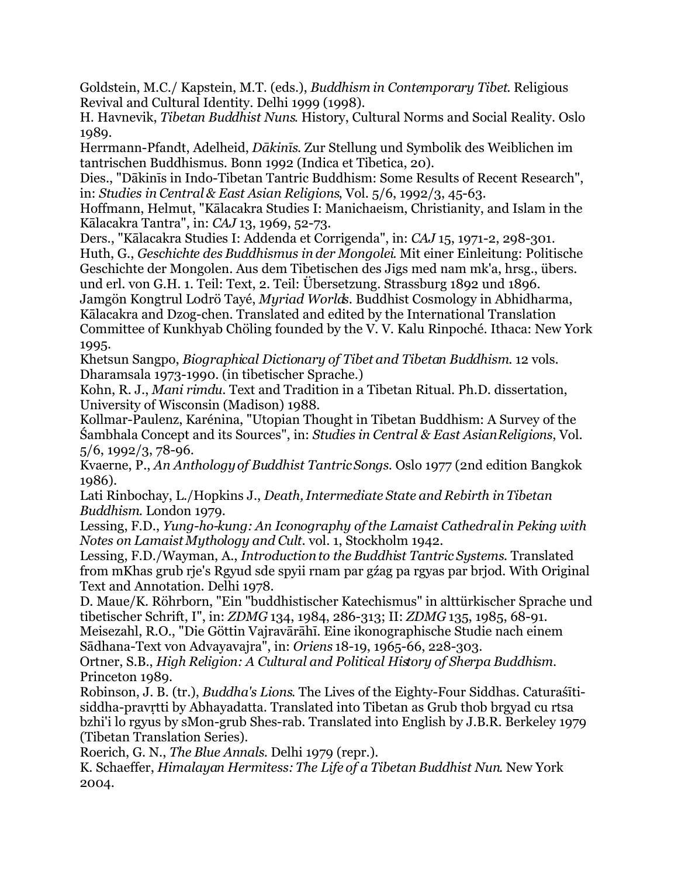Goldstein, M.C./ Kapstein, M.T. (eds.), *Buddhism in Contemporary Tibet*. Religious Revival and Cultural Identity. Delhi 1999 (1998).

H. Havnevik, *Tibetan Buddhist Nuns*. History, Cultural Norms and Social Reality. Oslo 1989.

Herrmann-Pfandt, Adelheid, *Ḍākinīs*. Zur Stellung und Symbolik des Weiblichen im tantrischen Buddhismus. Bonn 1992 (Indica et Tibetica, 20).

Dies., "Ḍākinīs in Indo-Tibetan Tantric Buddhism: Some Results of Recent Research", in: *Studies in Central & East Asian Religions*, Vol. 5/6, 1992/3, 45-63.

Hoffmann, Helmut, "Kālacakra Studies I: Manichaeism, Christianity, and Islam in the Kālacakra Tantra", in: *CAJ* 13, 1969, 52-73.

Ders., "Kālacakra Studies I: Addenda et Corrigenda", in: *CAJ* 15, 1971-2, 298-301.

Huth, G., *Geschichte des Buddhismus in der Mongolei*. Mit einer Einleitung: Politische Geschichte der Mongolen. Aus dem Tibetischen des Jigs med nam mk'a, hrsg., übers. und erl. von G.H. 1. Teil: Text, 2. Teil: Übersetzung. Strassburg 1892 und 1896.

Jamgön Kongtrul Lodrö Tayé, *Myriad Worlds*. Buddhist Cosmology in Abhidharma, Kālacakra and Dzog-chen. Translated and edited by the International Translation Committee of Kunkhyab Chöling founded by the V. V. Kalu Rinpoché. Ithaca: New York 1995.

Khetsun Sangpo, *Biographical Dictionary of Tibet and Tibetan Buddhism*. 12 vols. Dharamsala 1973-1990. (in tibetischer Sprache.)

Kohn, R. J., *Mani rimdu*. Text and Tradition in a Tibetan Ritual. Ph.D. dissertation, University of Wisconsin (Madison) 1988.

Kollmar-Paulenz, Karénina, "Utopian Thought in Tibetan Buddhism: A Survey of the Śambhala Concept and its Sources", in: *Studies in Central & East Asian Religions*, Vol. 5/6, 1992/3, 78-96.

Kvaerne, P., *An Anthology of Buddhist Tantric Songs*. Oslo 1977 (2nd edition Bangkok 1986).

Lati Rinbochay, L./Hopkins J., *Death, Intermediate State and Rebirth in Tibetan Buddhism*. London 1979.

Lessing, F.D., *Yung-ho-kung: An Iconography of the Lamaist Cathedral in Peking with Notes on Lamaist Mythology and Cult*. vol. 1, Stockholm 1942.

Lessing, F.D./Wayman, A., *Introduction to the Buddhist Tantric Systems*. Translated from mKhas grub rje's Rgyud sde spyii rnam par gźag pa rgyas par brjod. With Original Text and Annotation. Delhi 1978.

D. Maue/K. Röhrborn, "Ein "buddhistischer Katechismus" in alttürkischer Sprache und tibetischer Schrift, I", in: *ZDMG* 134, 1984, 286-313; II: *ZDMG* 135, 1985, 68-91.

Meisezahl, R.O., "Die Göttin Vajravārāhī. Eine ikonographische Studie nach einem Sādhana-Text von Advayavajra", in: *Oriens* 18-19, 1965-66, 228-303.

Ortner, S.B., *High Religion: A Cultural and Political History of Sherpa Buddhism*. Princeton 1989.

Robinson, J. B. (tr.), *Buddha's Lions*. The Lives of the Eighty-Four Siddhas. Caturaśīti-siddha-pravṛtti by Abhayadatta. Translated into Tibetan as Grub thob brgyad cu rtsa bzhi'i lo rgyus by sMon-grub Shes-rab. Translated into English by J.B.R. Berkeley 1979 (Tibetan Translation Series).

Roerich, G. N., *The Blue Annals*. Delhi 1979 (repr.).

K. Schaeffer, *Himalayan Hermitess: The Life of a Tibetan Buddhist Nun*. New York 2004.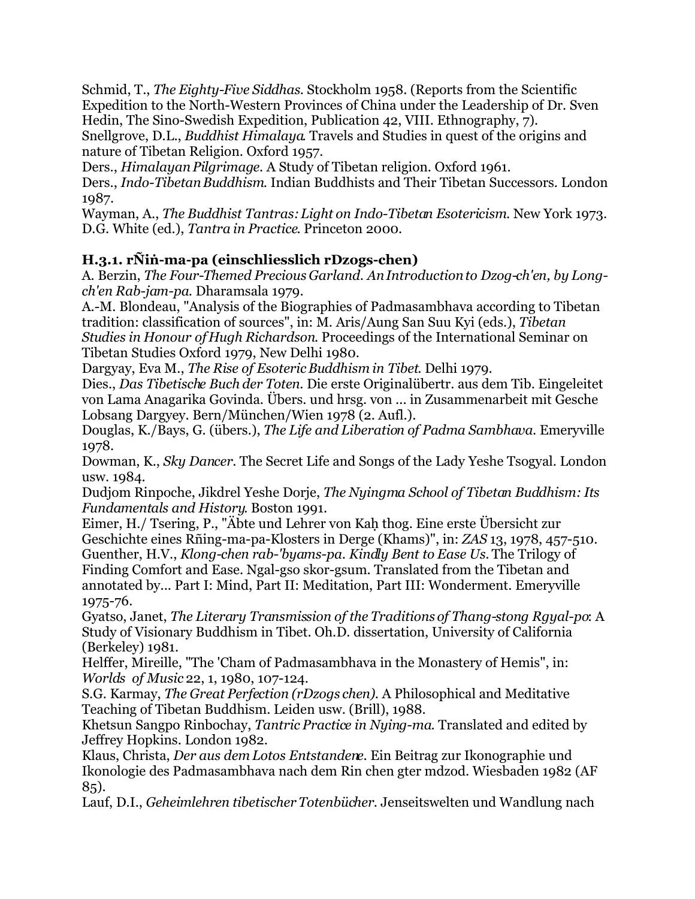Schmid, T., *The Eighty-Five Siddhas.* Stockholm 1958. (Reports from the Scientific Expedition to the North-Western Provinces of China under the Leadership of Dr. Sven Hedin, The Sino-Swedish Expedition, Publication 42, VIII. Ethnography, 7).
Snellgrove, D.L., *Buddhist Himalaya.* Travels and Studies in quest of the origins and nature of Tibetan Religion. Oxford 1957.
Ders., *Himalayan Pilgrimage.* A Study of Tibetan religion. Oxford 1961.
Ders., *Indo-Tibetan Buddhism.* Indian Buddhists and Their Tibetan Successors. London 1987.
Wayman, A., *The Buddhist Tantras: Light on Indo-Tibetan Esotericism.* New York 1973.
D.G. White (ed.), *Tantra in Practice.* Princeton 2000.

### H.3.1. rÑiṅ-ma-pa (einschliesslich rDzogs-chen)

A. Berzin, *The Four-Themed Precious Garland. An Introduction to Dzog-ch'en, by Long-ch'en Rab-jam-pa.* Dharamsala 1979.
A.-M. Blondeau, "Analysis of the Biographies of Padmasambhava according to Tibetan tradition: classification of sources", in: M. Aris/Aung San Suu Kyi (eds.), *Tibetan Studies in Honour of Hugh Richardson.* Proceedings of the International Seminar on Tibetan Studies Oxford 1979, New Delhi 1980.
Dargyay, Eva M., *The Rise of Esoteric Buddhism in Tibet.* Delhi 1979.
Dies., *Das Tibetische Buch der Toten.* Die erste Originalübertr. aus dem Tib. Eingeleitet von Lama Anagarika Govinda. Übers. und hrsg. von ... in Zusammenarbeit mit Gesche Lobsang Dargyey. Bern/München/Wien 1978 (2. Aufl.).
Douglas, K./Bays, G. (übers.), *The Life and Liberation of Padma Sambhava.* Emeryville 1978.
Dowman, K., *Sky Dancer.* The Secret Life and Songs of the Lady Yeshe Tsogyal. London usw. 1984.
Dudjom Rinpoche, Jikdrel Yeshe Dorje, *The Nyingma School of Tibetan Buddhism: Its Fundamentals and History.* Boston 1991.
Eimer, H./ Tsering, P., "Äbte und Lehrer von Kaḥ thog. Eine erste Übersicht zur Geschichte eines Rñing-ma-pa-Klosters in Derge (Khams)", in: *ZAS* 13, 1978, 457-510.
Guenther, H.V., *Klong-chen rab-'byams-pa. Kindly Bent to Ease Us.* The Trilogy of Finding Comfort and Ease. Ngal-gso skor-gsum. Translated from the Tibetan and annotated by... Part I: Mind, Part II: Meditation, Part III: Wonderment. Emeryville 1975-76.
Gyatso, Janet, *The Literary Transmission of the Traditions of Thang-stong Rgyal-po*: A Study of Visionary Buddhism in Tibet. Oh.D. dissertation, University of California (Berkeley) 1981.
Helffer, Mireille, "The 'Cham of Padmasambhava in the Monastery of Hemis", in: *Worlds of Music* 22, 1, 1980, 107-124.
S.G. Karmay, *The Great Perfection (rDzogs chen).* A Philosophical and Meditative Teaching of Tibetan Buddhism. Leiden usw. (Brill), 1988.
Khetsun Sangpo Rinbochay, *Tantric Practice in Nying-ma.* Translated and edited by Jeffrey Hopkins. London 1982.
Klaus, Christa, *Der aus dem Lotos Entstandene.* Ein Beitrag zur Ikonographie und Ikonologie des Padmasambhava nach dem Rin chen gter mdzod. Wiesbaden 1982 (AF 85).
Lauf, D.I., *Geheimlehren tibetischer Totenbücher.* Jenseitswelten und Wandlung nach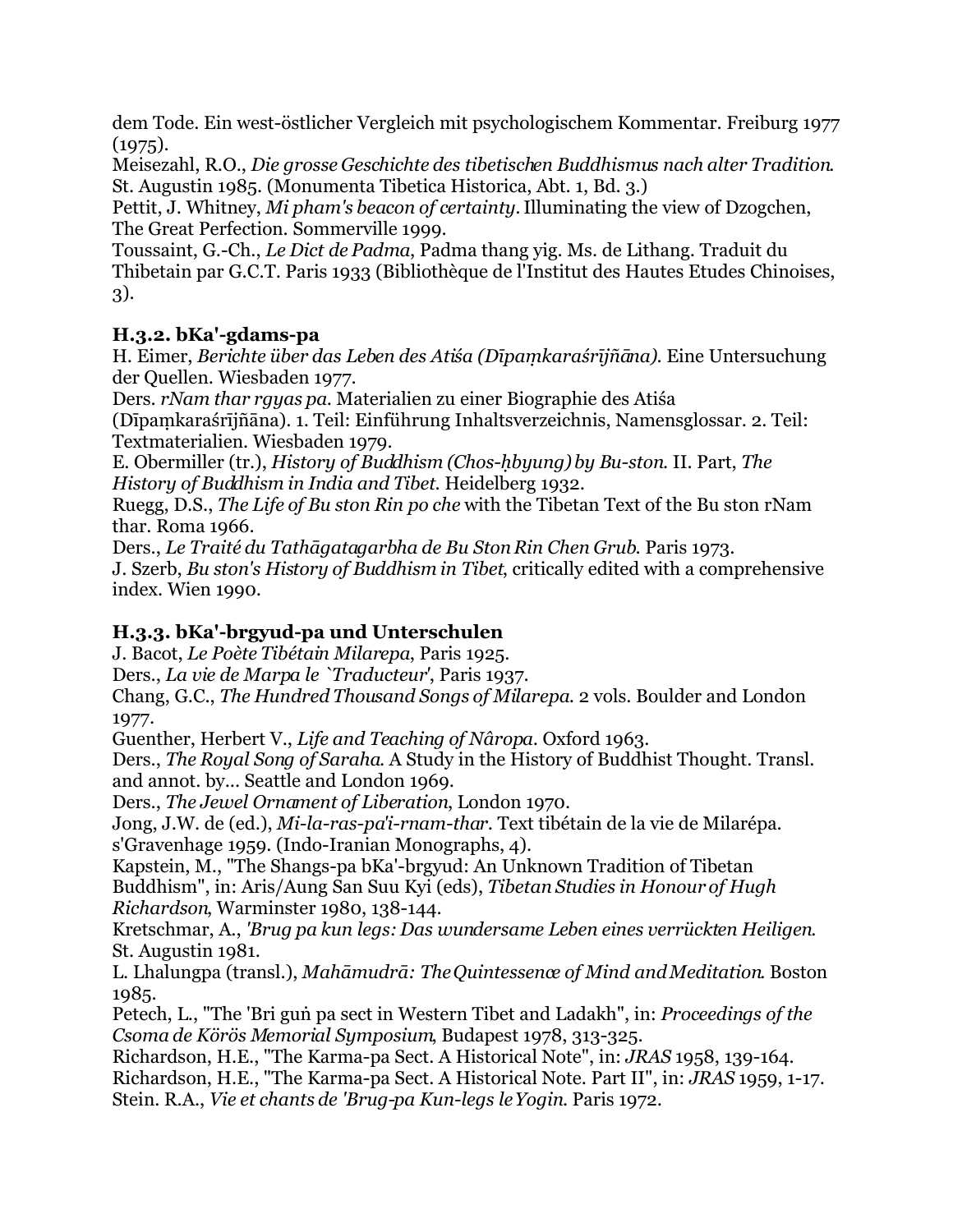dem Tode. Ein west-östlicher Vergleich mit psychologischem Kommentar. Freiburg 1977 (1975).

Meisezahl, R.O., *Die grosse Geschichte des tibetischen Buddhismus nach alter Tradition*. St. Augustin 1985. (Monumenta Tibetica Historica, Abt. 1, Bd. 3.)

Pettit, J. Whitney, *Mi pham's beacon of certainty*. Illuminating the view of Dzogchen, The Great Perfection. Sommerville 1999.

Toussaint, G.-Ch., *Le Dict de Padma*, Padma thang yig. Ms. de Lithang. Traduit du Thibetain par G.C.T. Paris 1933 (Bibliothèque de l'Institut des Hautes Etudes Chinoises, 3).

### H.3.2. bKa'-gdams-pa

H. Eimer, *Berichte über das Leben des Atiśa (Dīpaṃkaraśrījñāna)*. Eine Untersuchung der Quellen. Wiesbaden 1977.

Ders. *rNam thar rgyas pa*. Materialien zu einer Biographie des Atiśa (Dīpaṃkaraśrījñāna). 1. Teil: Einführung Inhaltsverzeichnis, Namensglossar. 2. Teil: Textmaterialien. Wiesbaden 1979.

E. Obermiller (tr.), *History of Buddhism (Chos-ḥbyung) by Bu-ston*. II. Part, *The History of Buddhism in India and Tibet*. Heidelberg 1932.

Ruegg, D.S., *The Life of Bu ston Rin po che* with the Tibetan Text of the Bu ston rNam thar. Roma 1966.

Ders., *Le Traité du Tathāgatagarbha de Bu Ston Rin Chen Grub*. Paris 1973.

J. Szerb, *Bu ston's History of Buddhism in Tibet*, critically edited with a comprehensive index. Wien 1990.

### H.3.3. bKa'-brgyud-pa und Unterschulen

J. Bacot, *Le Poète Tibétain Milarepa*, Paris 1925.

Ders., *La vie de Marpa le `Traducteur'*, Paris 1937.

Chang, G.C., *The Hundred Thousand Songs of Milarepa*. 2 vols. Boulder and London 1977.

Guenther, Herbert V., *Life and Teaching of Nâropa*. Oxford 1963.

Ders., *The Royal Song of Saraha*. A Study in the History of Buddhist Thought. Transl. and annot. by... Seattle and London 1969.

Ders., *The Jewel Ornament of Liberation*, London 1970.

Jong, J.W. de (ed.), *Mi-la-ras-pa'i-rnam-thar*. Text tibétain de la vie de Milarépa. s'Gravenhage 1959. (Indo-Iranian Monographs, 4).

Kapstein, M., "The Shangs-pa bKa'-brgyud: An Unknown Tradition of Tibetan Buddhism", in: Aris/Aung San Suu Kyi (eds), *Tibetan Studies in Honour of Hugh Richardson*, Warminster 1980, 138-144.

Kretschmar, A., *'Brug pa kun legs: Das wundersame Leben eines verrückten Heiligen*. St. Augustin 1981.

L. Lhalungpa (transl.), *Mahāmudrā: The Quintessence of Mind and Meditation*. Boston 1985.

Petech, L., "The 'Bri guṅ pa sect in Western Tibet and Ladakh", in: *Proceedings of the Csoma de Körös Memorial Symposium*, Budapest 1978, 313-325.

Richardson, H.E., "The Karma-pa Sect. A Historical Note", in: *JRAS* 1958, 139-164.

Richardson, H.E., "The Karma-pa Sect. A Historical Note. Part II", in: *JRAS* 1959, 1-17.

Stein. R.A., *Vie et chants de 'Brug-pa Kun-legs le Yogin*. Paris 1972.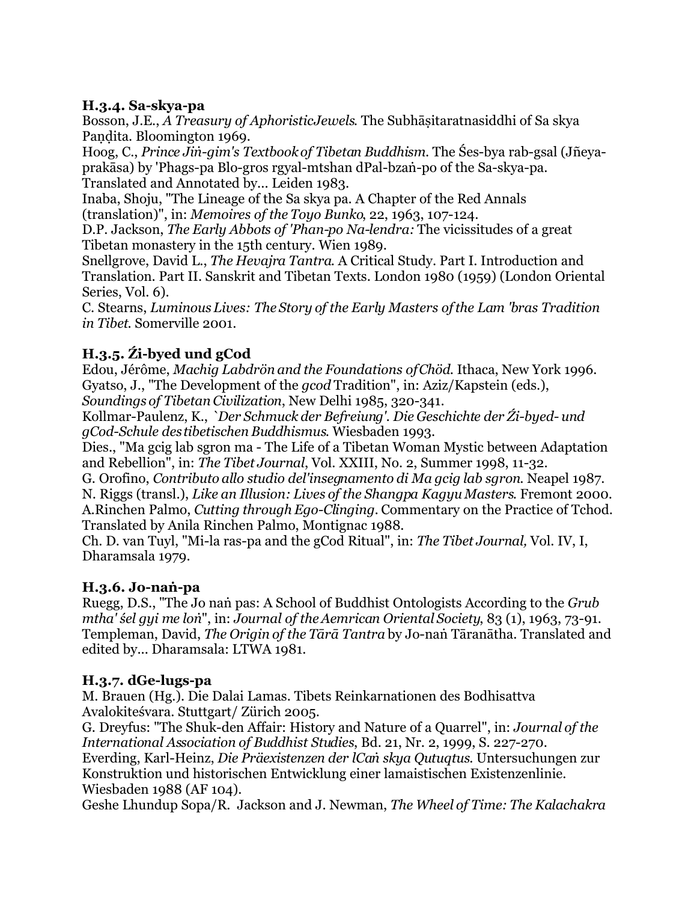### H.3.4. Sa-skya-pa

Bosson, J.E., *A Treasury of AphoristicJewels*. The Subhāṣitaratnasiddhi of Sa skya Paṇḍita. Bloomington 1969.

Hoog, C., *Prince Jiṅ-gim's Textbook of Tibetan Buddhism*. The Śes-bya rab-gsal (Jñeya-prakāsa) by 'Phags-pa Blo-gros rgyal-mtshan dPal-bzaṅ-po of the Sa-skya-pa. Translated and Annotated by... Leiden 1983.

Inaba, Shoju, "The Lineage of the Sa skya pa. A Chapter of the Red Annals (translation)", in: *Memoires of the Toyo Bunko*, 22, 1963, 107-124.

D.P. Jackson, *The Early Abbots of 'Phan-po Na-lendra:* The vicissitudes of a great Tibetan monastery in the 15th century. Wien 1989.

Snellgrove, David L., *The Hevajra Tantra*. A Critical Study. Part I. Introduction and Translation. Part II. Sanskrit and Tibetan Texts. London 1980 (1959) (London Oriental Series, Vol. 6).

C. Stearns, *Luminous Lives: The Story of the Early Masters of the Lam 'bras Tradition in Tibet*. Somerville 2001.

### H.3.5. Źi-byed und gCod

Edou, Jérôme, *Machig Labdrön and the Foundations of Chöd*. Ithaca, New York 1996.

Gyatso, J., "The Development of the *gcod* Tradition", in: Aziz/Kapstein (eds.), *Soundings of Tibetan Civilization*, New Delhi 1985, 320-341.

Kollmar-Paulenz, K., *`Der Schmuck der Befreiung'. Die Geschichte der Źi-byed- und gCod-Schule des tibetischen Buddhismus*. Wiesbaden 1993.

Dies., "Ma gcig lab sgron ma - The Life of a Tibetan Woman Mystic between Adaptation and Rebellion", in: *The Tibet Journal*, Vol. XXIII, No. 2, Summer 1998, 11-32.

G. Orofino, *Contributo allo studio del'insegnamento di Ma gcig lab sgron*. Neapel 1987.

N. Riggs (transl.), *Like an Illusion: Lives of the Shangpa Kagyu Masters*. Fremont 2000.

A.Rinchen Palmo, *Cutting through Ego-Clinging*. Commentary on the Practice of Tchod. Translated by Anila Rinchen Palmo, Montignac 1988.

Ch. D. van Tuyl, "Mi-la ras-pa and the gCod Ritual", in: *The Tibet Journal,* Vol. IV, I, Dharamsala 1979.

### H.3.6. Jo-naṅ-pa

Ruegg, D.S., "The Jo naṅ pas: A School of Buddhist Ontologists According to the *Grub mtha' śel gyi me loṅ*", in: *Journal of the Aemrican Oriental Society*, 83 (1), 1963, 73-91.

Templeman, David, *The Origin of the Tārā Tantra* by Jo-naṅ Tāranātha. Translated and edited by... Dharamsala: LTWA 1981.

### H.3.7. dGe-lugs-pa

M. Brauen (Hg.). Die Dalai Lamas. Tibets Reinkarnationen des Bodhisattva Avalokiteśvara. Stuttgart/ Zürich 2005.

G. Dreyfus: "The Shuk-den Affair: History and Nature of a Quarrel", in: *Journal of the International Association of Buddhist Studies*, Bd. 21, Nr. 2, 1999, S. 227-270.

Everding, Karl-Heinz, *Die Präexistenzen der lCaṅ skya Qutuqtus*. Untersuchungen zur Konstruktion und historischen Entwicklung einer lamaistischen Existenzenlinie. Wiesbaden 1988 (AF 104).

Geshe Lhundup Sopa/R. Jackson and J. Newman, *The Wheel of Time: The Kalachakra*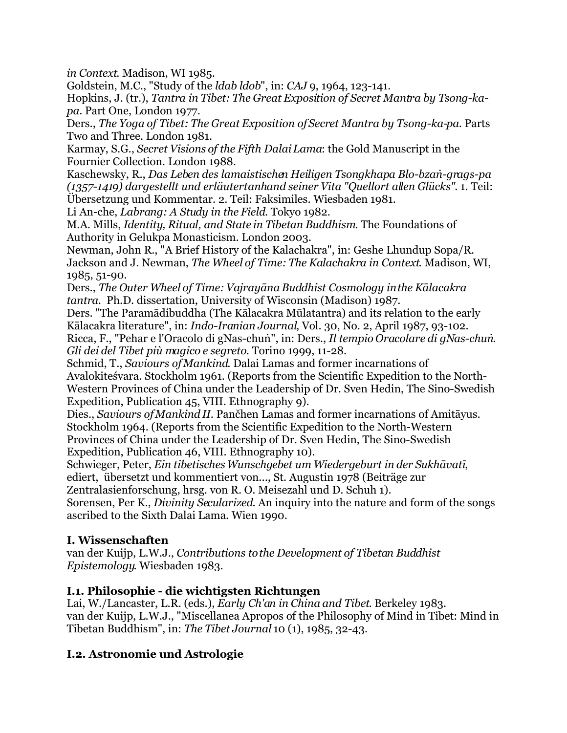*in Context*. Madison, WI 1985.

Goldstein, M.C., "Study of the *ldab ldob*", in: *CAJ* 9, 1964, 123-141.

Hopkins, J. (tr.), *Tantra in Tibet: The Great Exposition of Secret Mantra by Tsong-ka-pa*. Part One, London 1977.

Ders., *The Yoga of Tibet: The Great Exposition of Secret Mantra by Tsong-ka-pa*. Parts Two and Three. London 1981.

Karmay, S.G., *Secret Visions of the Fifth Dalai Lama*: the Gold Manuscript in the Fournier Collection. London 1988.

Kaschewsky, R., *Das Leben des lamaistischen Heiligen Tsongkhapa Blo-bzaṅ-grags-pa (1357-1419) dargestellt und erläutertanhand seiner Vita "Quellort allen Glücks"*. 1. Teil: Übersetzung und Kommentar. 2. Teil: Faksimiles. Wiesbaden 1981.

Li An-che, *Labrang: A Study in the Field*. Tokyo 1982.

M.A. Mills, *Identity, Ritual, and State in Tibetan Buddhism*. The Foundations of Authority in Gelukpa Monasticism. London 2003.

Newman, John R., "A Brief History of the Kalachakra", in: Geshe Lhundup Sopa/R. Jackson and J. Newman, *The Wheel of Time: The Kalachakra in Context*. Madison, WI, 1985, 51-90.

Ders., *The Outer Wheel of Time: Vajrayāna Buddhist Cosmology in the Kālacakra tantra*. Ph.D. dissertation, University of Wisconsin (Madison) 1987.

Ders. "The Paramādibuddha (The Kālacakra Mūlatantra) and its relation to the early Kālacakra literature", in: *Indo-Iranian Journal*, Vol. 30, No. 2, April 1987, 93-102.

Ricca, F., "Pehar e l'Oracolo di gNas-chuṅ", in: Ders., *Il tempio Oracolare di gNas-chuṅ. Gli dei del Tibet più magico e segreto*. Torino 1999, 11-28.

Schmid, T., *Saviours of Mankind*. Dalai Lamas and former incarnations of Avalokiteśvara. Stockholm 1961. (Reports from the Scientific Expedition to the North-Western Provinces of China under the Leadership of Dr. Sven Hedin, The Sino-Swedish Expedition, Publication 45, VIII. Ethnography 9).

Dies., *Saviours of Mankind II*. Pančhen Lamas and former incarnations of Amitāyus. Stockholm 1964. (Reports from the Scientific Expedition to the North-Western Provinces of China under the Leadership of Dr. Sven Hedin, The Sino-Swedish Expedition, Publication 46, VIII. Ethnography 10).

Schwieger, Peter, *Ein tibetisches Wunschgebet um Wiedergeburt in der Sukhāvatī*, ediert, übersetzt und kommentiert von..., St. Augustin 1978 (Beiträge zur Zentralasienforschung, hrsg. von R. O. Meisezahl und D. Schuh 1).

Sorensen, Per K., *Divinity Secularized*. An inquiry into the nature and form of the songs ascribed to the Sixth Dalai Lama. Wien 1990.

## I. Wissenschaften

van der Kuijp, L.W.J., *Contributions to the Development of Tibetan Buddhist Epistemology*. Wiesbaden 1983.

### I.1. Philosophie - die wichtigsten Richtungen

Lai, W./Lancaster, L.R. (eds.), *Early Ch'an in China and Tibet*. Berkeley 1983.

van der Kuijp, L.W.J., "Miscellanea Apropos of the Philosophy of Mind in Tibet: Mind in Tibetan Buddhism", in: *The Tibet Journal* 10 (1), 1985, 32-43.

### I.2. Astronomie und Astrologie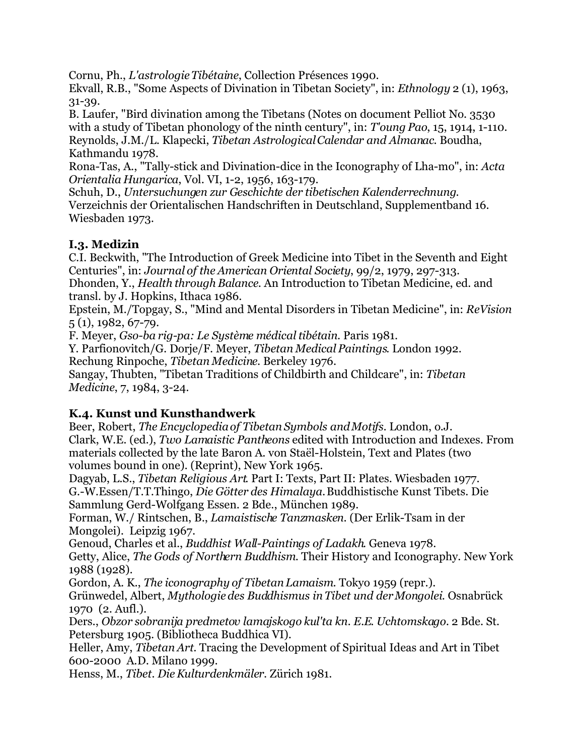Cornu, Ph., *L'astrologie Tibétaine*, Collection Présences 1990.
Ekvall, R.B., "Some Aspects of Divination in Tibetan Society", in: *Ethnology* 2 (1), 1963, 31-39.
B. Laufer, "Bird divination among the Tibetans (Notes on document Pelliot No. 3530 with a study of Tibetan phonology of the ninth century", in: *T'oung Pao*, 15, 1914, 1-110.
Reynolds, J.M./L. Klapecki, *Tibetan Astrological Calendar and Almanac*. Boudha, Kathmandu 1978.
Rona-Tas, A., "Tally-stick and Divination-dice in the Iconography of Lha-mo", in: *Acta Orientalia Hungarica*, Vol. VI, 1-2, 1956, 163-179.
Schuh, D., *Untersuchungen zur Geschichte der tibetischen Kalenderrechnung*. Verzeichnis der Orientalischen Handschriften in Deutschland, Supplementband 16. Wiesbaden 1973.

### I.3. Medizin

C.I. Beckwith, "The Introduction of Greek Medicine into Tibet in the Seventh and Eight Centuries", in: *Journal of the American Oriental Society*, 99/2, 1979, 297-313.
Dhonden, Y., *Health through Balance*. An Introduction to Tibetan Medicine, ed. and transl. by J. Hopkins, Ithaca 1986.
Epstein, M./Topgay, S., "Mind and Mental Disorders in Tibetan Medicine", in: *ReVision* 5 (1), 1982, 67-79.
F. Meyer, *Gso-ba rig-pa: Le Système médical tibétain*. Paris 1981.
Y. Parfionovitch/G. Dorje/F. Meyer, *Tibetan Medical Paintings*. London 1992.
Rechung Rinpoche, *Tibetan Medicine*. Berkeley 1976.
Sangay, Thubten, "Tibetan Traditions of Childbirth and Childcare", in: *Tibetan Medicine*, 7, 1984, 3-24.

### K.4. Kunst und Kunsthandwerk

Beer, Robert, *The Encyclopedia of Tibetan Symbols and Motifs*. London, o.J.
Clark, W.E. (ed.), *Two Lamaistic Pantheons* edited with Introduction and Indexes. From materials collected by the late Baron A. von Staël-Holstein, Text and Plates (two volumes bound in one). (Reprint), New York 1965.
Dagyab, L.S., *Tibetan Religious Art*. Part I: Texts, Part II: Plates. Wiesbaden 1977.
G.-W.Essen/T.T.Thingo, *Die Götter des Himalaya*. Buddhistische Kunst Tibets. Die Sammlung Gerd-Wolfgang Essen. 2 Bde., München 1989.
Forman, W./ Rintschen, B., *Lamaistische Tanzmasken*. (Der Erlik-Tsam in der Mongolei). Leipzig 1967.
Genoud, Charles et al., *Buddhist Wall-Paintings of Ladakh*. Geneva 1978.
Getty, Alice, *The Gods of Northern Buddhism*. Their History and Iconography. New York 1988 (1928).
Gordon, A. K., *The iconography of Tibetan Lamaism*. Tokyo 1959 (repr.).
Grünwedel, Albert, *Mythologie des Buddhismus in Tibet und der Mongolei*. Osnabrück 1970 (2. Aufl.).
Ders., *Obzor sobranija predmetov lamajskogo kul'ta kn. E.E. Uchtomskago*. 2 Bde. St. Petersburg 1905. (Bibliotheca Buddhica VI).
Heller, Amy, *Tibetan Art*. Tracing the Development of Spiritual Ideas and Art in Tibet 600-2000 A.D. Milano 1999.
Henss, M., *Tibet. Die Kulturdenkmäler*. Zürich 1981.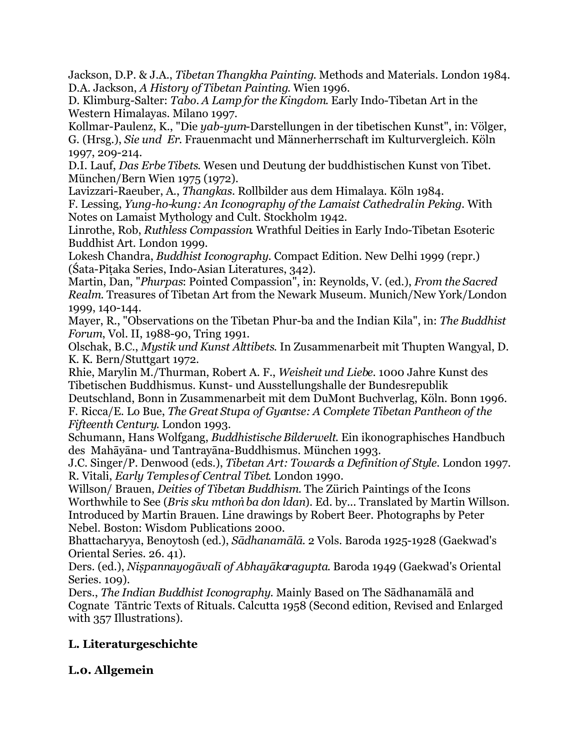Jackson, D.P. & J.A., *Tibetan Thangkha Painting*. Methods and Materials. London 1984.
D.A. Jackson, *A History of Tibetan Painting*. Wien 1996.
D. Klimburg-Salter: *Tabo. A Lamp for the Kingdom*. Early Indo-Tibetan Art in the Western Himalayas. Milano 1997.
Kollmar-Paulenz, K., "Die *yab-yum*-Darstellungen in der tibetischen Kunst", in: Völger, G. (Hrsg.), *Sie und Er*. Frauenmacht und Männerherrschaft im Kulturvergleich. Köln 1997, 209-214.
D.I. Lauf, *Das Erbe Tibets*. Wesen und Deutung der buddhistischen Kunst von Tibet. München/Bern Wien 1975 (1972).
Lavizzari-Raeuber, A., *Thangkas*. Rollbilder aus dem Himalaya. Köln 1984.
F. Lessing, *Yung-ho-kung: An Iconography of the Lamaist Cathedral in Peking*. With Notes on Lamaist Mythology and Cult. Stockholm 1942.
Linrothe, Rob, *Ruthless Compassion*. Wrathful Deities in Early Indo-Tibetan Esoteric Buddhist Art. London 1999.
Lokesh Chandra, *Buddhist Iconography*. Compact Edition. New Delhi 1999 (repr.) (Śata-Piṭaka Series, Indo-Asian Literatures, 342).
Martin, Dan, "*Phurpas*: Pointed Compassion", in: Reynolds, V. (ed.), *From the Sacred Realm*. Treasures of Tibetan Art from the Newark Museum. Munich/New York/London 1999, 140-144.
Mayer, R., "Observations on the Tibetan Phur-ba and the Indian Kila", in: *The Buddhist Forum*, Vol. II, 1988-90, Tring 1991.
Olschak, B.C., *Mystik und Kunst Alttibets*. In Zusammenarbeit mit Thupten Wangyal, D. K. K. Bern/Stuttgart 1972.
Rhie, Marylin M./Thurman, Robert A. F., *Weisheit und Liebe*. 1000 Jahre Kunst des Tibetischen Buddhismus. Kunst- und Ausstellungshalle der Bundesrepublik Deutschland, Bonn in Zusammenarbeit mit dem DuMont Buchverlag, Köln. Bonn 1996.
F. Ricca/E. Lo Bue, *The Great Stupa of Gyantse: A Complete Tibetan Pantheon of the Fifteenth Century*. London 1993.
Schumann, Hans Wolfgang, *Buddhistische Bilderwelt*. Ein ikonographisches Handbuch des Mahāyāna- und Tantrayāna-Buddhismus. München 1993.
J.C. Singer/P. Denwood (eds.), *Tibetan Art: Towards a Definition of Style*. London 1997.
R. Vitali, *Early Temples of Central Tibet*. London 1990.
Willson/ Brauen, *Deities of Tibetan Buddhism*. The Zürich Paintings of the Icons Worthwhile to See (*Bris sku mthoṅ ba don ldan*). Ed. by... Translated by Martin Willson. Introduced by Martin Brauen. Line drawings by Robert Beer. Photographs by Peter Nebel. Boston: Wisdom Publications 2000.
Bhattacharyya, Benoytosh (ed.), *Sādhanamālā*. 2 Vols. Baroda 1925-1928 (Gaekwad's Oriental Series. 26. 41).
Ders. (ed.), *Niṣpannayogāvalī of Abhayākaragupta*. Baroda 1949 (Gaekwad's Oriental Series. 109).
Ders., *The Indian Buddhist Iconography*. Mainly Based on The Sādhanamālā and Cognate Tāntric Texts of Rituals. Calcutta 1958 (Second edition, Revised and Enlarged with 357 Illustrations).

## L. Literaturgeschichte

### L.0. Allgemein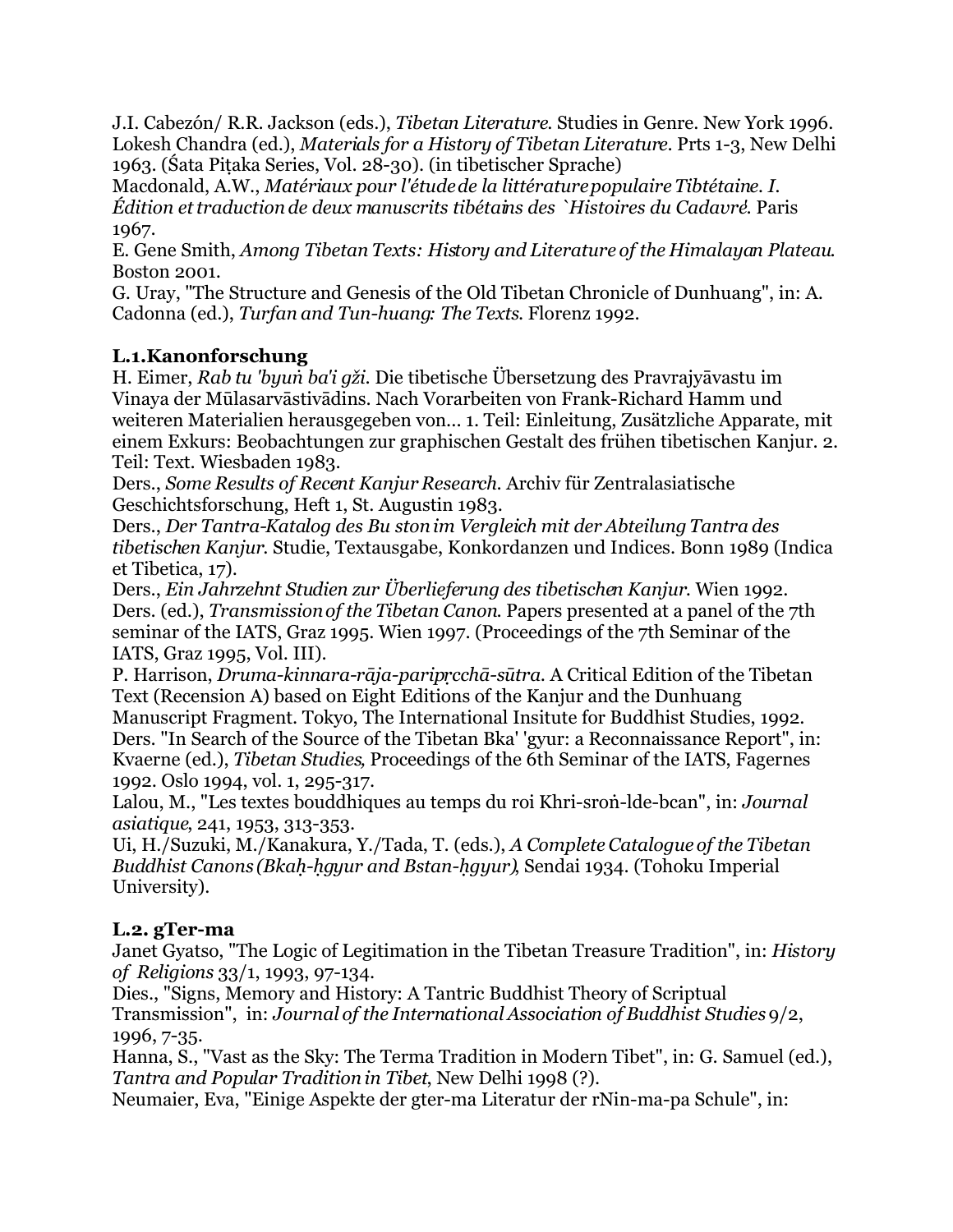J.I. Cabezón/ R.R. Jackson (eds.), *Tibetan Literature*. Studies in Genre. New York 1996.
Lokesh Chandra (ed.), *Materials for a History of Tibetan Literature*. Prts 1-3, New Delhi 1963. (Śata Piṭaka Series, Vol. 28-30). (in tibetischer Sprache)
Macdonald, A.W., *Matériaux pour l'étude de la littérature populaire Tibtétaine. I. Édition et traduction de deux manuscrits tibétains des `Histoires du Cadavré*. Paris 1967.
E. Gene Smith, *Among Tibetan Texts: History and Literature of the Himalayan Plateau*. Boston 2001.
G. Uray, "The Structure and Genesis of the Old Tibetan Chronicle of Dunhuang", in: A. Cadonna (ed.), *Turfan and Tun-huang: The Texts*. Florenz 1992.

**L.1.Kanonforschung**

H. Eimer, *Rab tu 'byuṅ ba'i gži*. Die tibetische Übersetzung des Pravrajyāvastu im Vinaya der Mūlasarvāstivādins. Nach Vorarbeiten von Frank-Richard Hamm und weiteren Materialien herausgegeben von... 1. Teil: Einleitung, Zusätzliche Apparate, mit einem Exkurs: Beobachtungen zur graphischen Gestalt des frühen tibetischen Kanjur. 2. Teil: Text. Wiesbaden 1983.
Ders., *Some Results of Recent Kanjur Research*. Archiv für Zentralasiatische Geschichtsforschung, Heft 1, St. Augustin 1983.
Ders., *Der Tantra-Katalog des Bu ston im Vergleich mit der Abteilung Tantra des tibetischen Kanjur*. Studie, Textausgabe, Konkordanzen und Indices. Bonn 1989 (Indica et Tibetica, 17).
Ders., *Ein Jahrzehnt Studien zur Überlieferung des tibetischen Kanjur*. Wien 1992.
Ders. (ed.), *Transmission of the Tibetan Canon*. Papers presented at a panel of the 7th seminar of the IATS, Graz 1995. Wien 1997. (Proceedings of the 7th Seminar of the IATS, Graz 1995, Vol. III).
P. Harrison, *Druma-kinnara-rāja-paripṛcchā-sūtra*. A Critical Edition of the Tibetan Text (Recension A) based on Eight Editions of the Kanjur and the Dunhuang Manuscript Fragment. Tokyo, The International Insitute for Buddhist Studies, 1992.
Ders. "In Search of the Source of the Tibetan Bka' 'gyur: a Reconnaissance Report", in: Kvaerne (ed.), *Tibetan Studies,* Proceedings of the 6th Seminar of the IATS, Fagernes 1992. Oslo 1994, vol. 1, 295-317.
Lalou, M., "Les textes bouddhiques au temps du roi Khri-sroṅ-lde-bcan", in: *Journal asiatique*, 241, 1953, 313-353.
Ui, H./Suzuki, M./Kanakura, Y./Tada, T. (eds.), *A Complete Catalogue of the Tibetan Buddhist Canons (Bkaḥ-ḥgyur and Bstan-ḥgyur)*, Sendai 1934. (Tohoku Imperial University).

**L.2. gTer-ma**

Janet Gyatso, "The Logic of Legitimation in the Tibetan Treasure Tradition", in: *History of Religions* 33/1, 1993, 97-134.
Dies., "Signs, Memory and History: A Tantric Buddhist Theory of Scriptual Transmission", in: *Journal of the International Association of Buddhist Studies* 9/2, 1996, 7-35.
Hanna, S., "Vast as the Sky: The Terma Tradition in Modern Tibet", in: G. Samuel (ed.), *Tantra and Popular Tradition in Tibet*, New Delhi 1998 (?).
Neumaier, Eva, "Einige Aspekte der gter-ma Literatur der rNin-ma-pa Schule", in: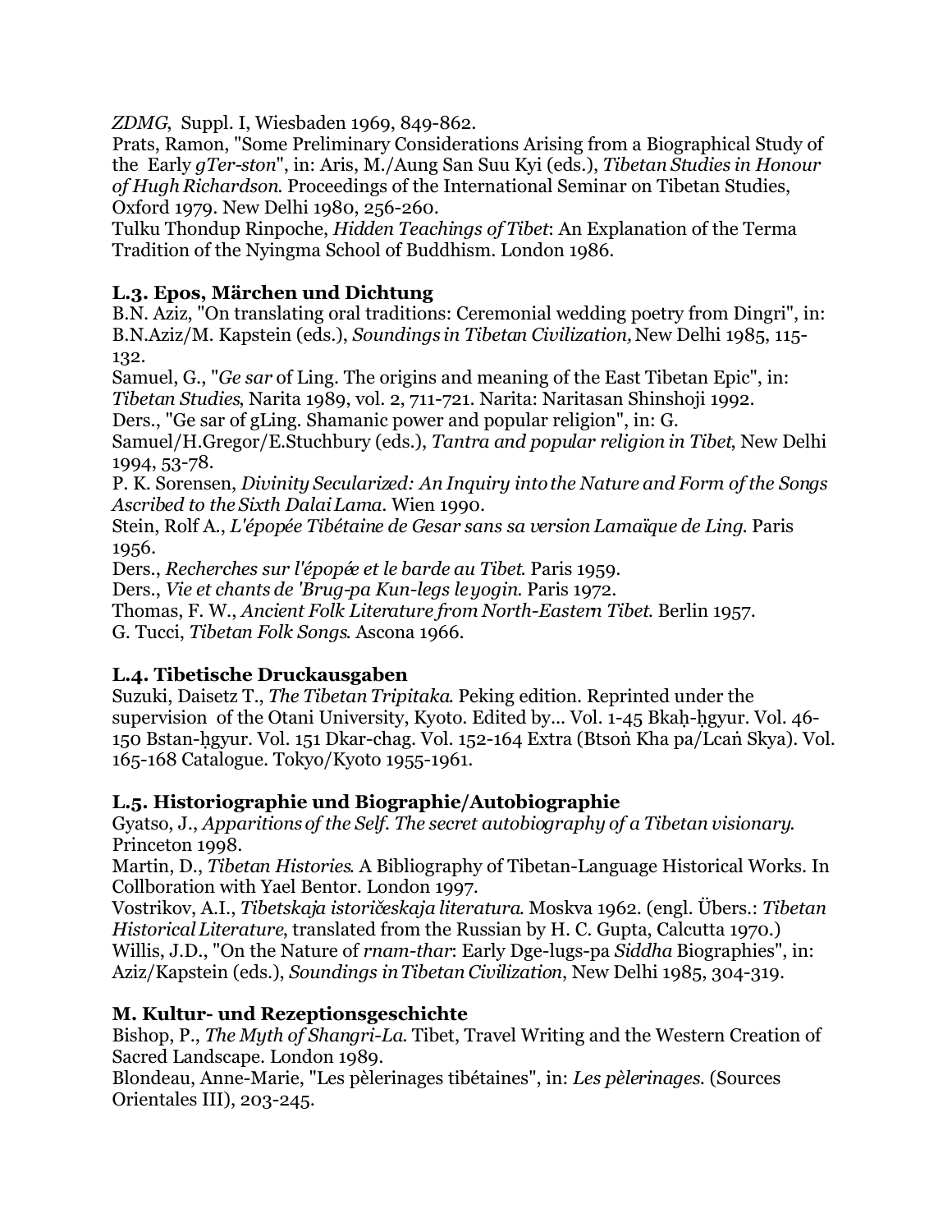*ZDMG*, Suppl. I, Wiesbaden 1969, 849-862.
Prats, Ramon, "Some Preliminary Considerations Arising from a Biographical Study of the Early *gTer-ston*", in: Aris, M./Aung San Suu Kyi (eds.), *Tibetan Studies in Honour of Hugh Richardson*. Proceedings of the International Seminar on Tibetan Studies, Oxford 1979. New Delhi 1980, 256-260.
Tulku Thondup Rinpoche, *Hidden Teachings of Tibet*: An Explanation of the Terma Tradition of the Nyingma School of Buddhism. London 1986.

### L.3. Epos, Märchen und Dichtung

B.N. Aziz, "On translating oral traditions: Ceremonial wedding poetry from Dingri", in: B.N.Aziz/M. Kapstein (eds.), *Soundings in Tibetan Civilization,* New Delhi 1985, 115-132.
Samuel, G., "*Ge sar* of Ling. The origins and meaning of the East Tibetan Epic", in: *Tibetan Studies*, Narita 1989, vol. 2, 711-721. Narita: Naritasan Shinshoji 1992.
Ders., "Ge sar of gLing. Shamanic power and popular religion", in: G. Samuel/H.Gregor/E.Stuchbury (eds.), *Tantra and popular religion in Tibet*, New Delhi 1994, 53-78.
P. K. Sorensen, *Divinity Secularized: An Inquiry into the Nature and Form of the Songs Ascribed to the Sixth Dalai Lama*. Wien 1990.
Stein, Rolf A., *L'épopée Tibétaine de Gesar sans sa version Lamaïque de Ling*. Paris 1956.
Ders., *Recherches sur l'épopée et le barde au Tibet*. Paris 1959.
Ders., *Vie et chants de 'Brug-pa Kun-legs le yogin*. Paris 1972.
Thomas, F. W., *Ancient Folk Literature from North-Eastern Tibet*. Berlin 1957.
G. Tucci, *Tibetan Folk Songs*. Ascona 1966.

### L.4. Tibetische Druckausgaben

Suzuki, Daisetz T., *The Tibetan Tripitaka*. Peking edition. Reprinted under the supervision of the Otani University, Kyoto. Edited by... Vol. 1-45 Bkaḥ-ḥgyur. Vol. 46-150 Bstan-ḥgyur. Vol. 151 Dkar-chag. Vol. 152-164 Extra (Btsoṅ Kha pa/Lcaṅ Skya). Vol. 165-168 Catalogue. Tokyo/Kyoto 1955-1961.

### L.5. Historiographie und Biographie/Autobiographie

Gyatso, J., *Apparitions of the Self. The secret autobiography of a Tibetan visionary*. Princeton 1998.
Martin, D., *Tibetan Histories*. A Bibliography of Tibetan-Language Historical Works. In Collboration with Yael Bentor. London 1997.
Vostrikov, A.I., *Tibetskaja istoričeskaja literatura*. Moskva 1962. (engl. Übers.: *Tibetan Historical Literature*, translated from the Russian by H. C. Gupta, Calcutta 1970.)
Willis, J.D., "On the Nature of *rnam-thar*: Early Dge-lugs-pa *Siddha* Biographies", in: Aziz/Kapstein (eds.), *Soundings in Tibetan Civilization*, New Delhi 1985, 304-319.

## M. Kultur- und Rezeptionsgeschichte

Bishop, P., *The Myth of Shangri-La*. Tibet, Travel Writing and the Western Creation of Sacred Landscape. London 1989.
Blondeau, Anne-Marie, "Les pèlerinages tibétaines", in: *Les pèlerinages*. (Sources Orientales III), 203-245.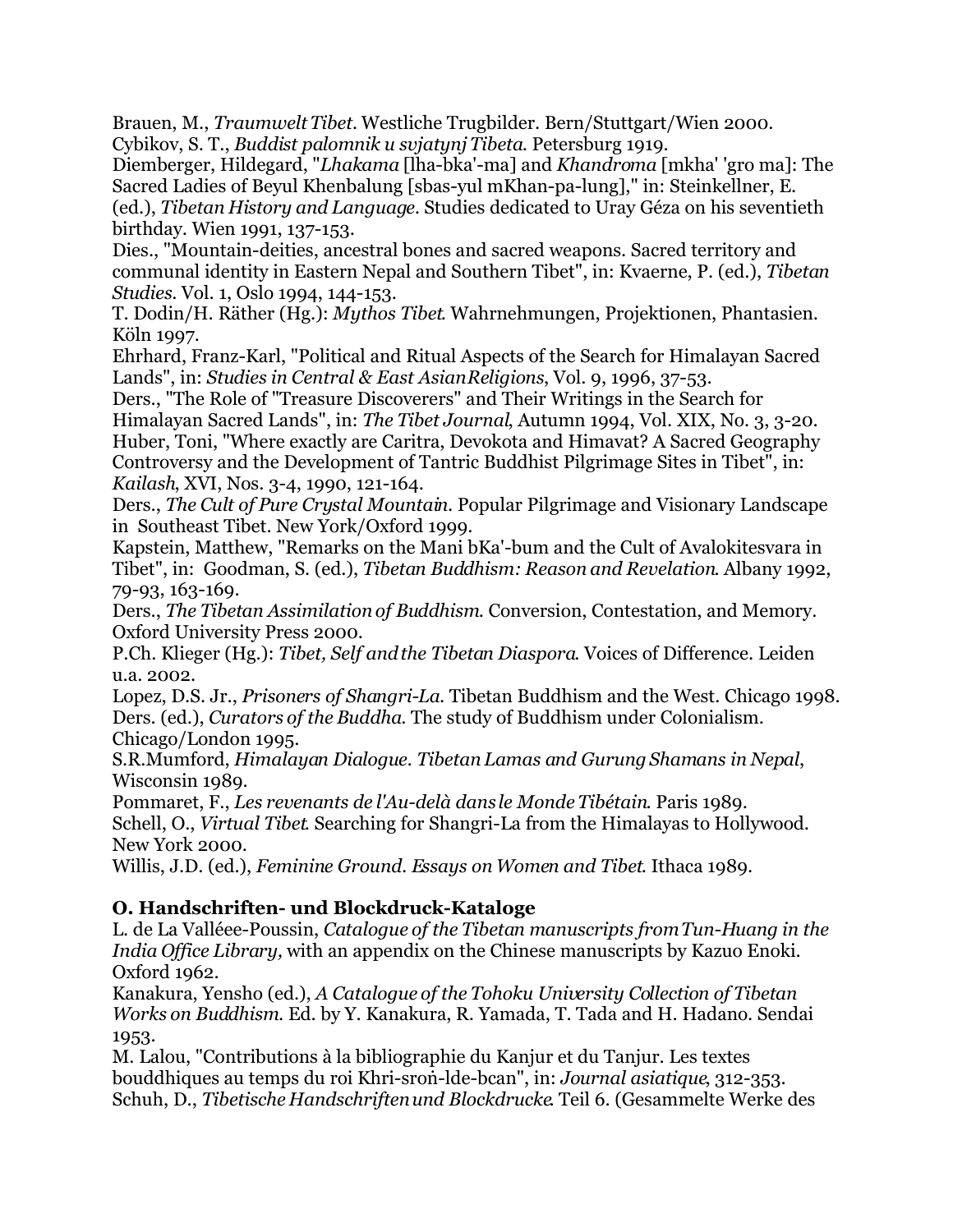Brauen, M., *Traumwelt Tibet*. Westliche Trugbilder. Bern/Stuttgart/Wien 2000.
Cybikov, S. T., *Buddist palomnik u svjatynj Tibeta*. Petersburg 1919.
Diemberger, Hildegard, "*Lhakama* [lha-bka'-ma] and *Khandroma* [mkha' 'gro ma]: The Sacred Ladies of Beyul Khenbalung [sbas-yul mKhan-pa-lung]," in: Steinkellner, E. (ed.), *Tibetan History and Language*. Studies dedicated to Uray Géza on his seventieth birthday. Wien 1991, 137-153.
Dies., "Mountain-deities, ancestral bones and sacred weapons. Sacred territory and communal identity in Eastern Nepal and Southern Tibet", in: Kvaerne, P. (ed.), *Tibetan Studies*. Vol. 1, Oslo 1994, 144-153.
T. Dodin/H. Räther (Hg.): *Mythos Tibet*. Wahrnehmungen, Projektionen, Phantasien. Köln 1997.
Ehrhard, Franz-Karl, "Political and Ritual Aspects of the Search for Himalayan Sacred Lands", in: *Studies in Central & East Asian Religions*, Vol. 9, 1996, 37-53.
Ders., "The Role of "Treasure Discoverers" and Their Writings in the Search for Himalayan Sacred Lands", in: *The Tibet Journal*, Autumn 1994, Vol. XIX, No. 3, 3-20.
Huber, Toni, "Where exactly are Caritra, Devokota and Himavat? A Sacred Geography Controversy and the Development of Tantric Buddhist Pilgrimage Sites in Tibet", in: *Kailash*, XVI, Nos. 3-4, 1990, 121-164.
Ders., *The Cult of Pure Crystal Mountain*. Popular Pilgrimage and Visionary Landscape in Southeast Tibet. New York/Oxford 1999.
Kapstein, Matthew, "Remarks on the Mani bKa'-bum and the Cult of Avalokitesvara in Tibet", in: Goodman, S. (ed.), *Tibetan Buddhism: Reason and Revelation*. Albany 1992, 79-93, 163-169.
Ders., *The Tibetan Assimilation of Buddhism*. Conversion, Contestation, and Memory. Oxford University Press 2000.
P.Ch. Klieger (Hg.): *Tibet, Self and the Tibetan Diaspora*. Voices of Difference. Leiden u.a. 2002.
Lopez, D.S. Jr., *Prisoners of Shangri-La*. Tibetan Buddhism and the West. Chicago 1998.
Ders. (ed.), *Curators of the Buddha*. The study of Buddhism under Colonialism. Chicago/London 1995.
S.R.Mumford, *Himalayan Dialogue. Tibetan Lamas and Gurung Shamans in Nepal*, Wisconsin 1989.
Pommaret, F., *Les revenants de l'Au-delà dans le Monde Tibétain*. Paris 1989.
Schell, O., *Virtual Tibet*. Searching for Shangri-La from the Himalayas to Hollywood. New York 2000.
Willis, J.D. (ed.), *Feminine Ground. Essays on Women and Tibet*. Ithaca 1989.

## O. Handschriften- und Blockdruck-Kataloge

L. de La Valléee-Poussin, *Catalogue of the Tibetan manuscripts from Tun-Huang in the India Office Library,* with an appendix on the Chinese manuscripts by Kazuo Enoki. Oxford 1962.
Kanakura, Yensho (ed.), *A Catalogue of the Tohoku University Collection of Tibetan Works on Buddhism*. Ed. by Y. Kanakura, R. Yamada, T. Tada and H. Hadano. Sendai 1953.
M. Lalou, "Contributions à la bibliographie du Kanjur et du Tanjur. Les textes bouddhiques au temps du roi Khri-sroṅ-lde-bcan", in: *Journal asiatique*, 312-353.
Schuh, D., *Tibetische Handschriften und Blockdrucke*. Teil 6. (Gesammelte Werke des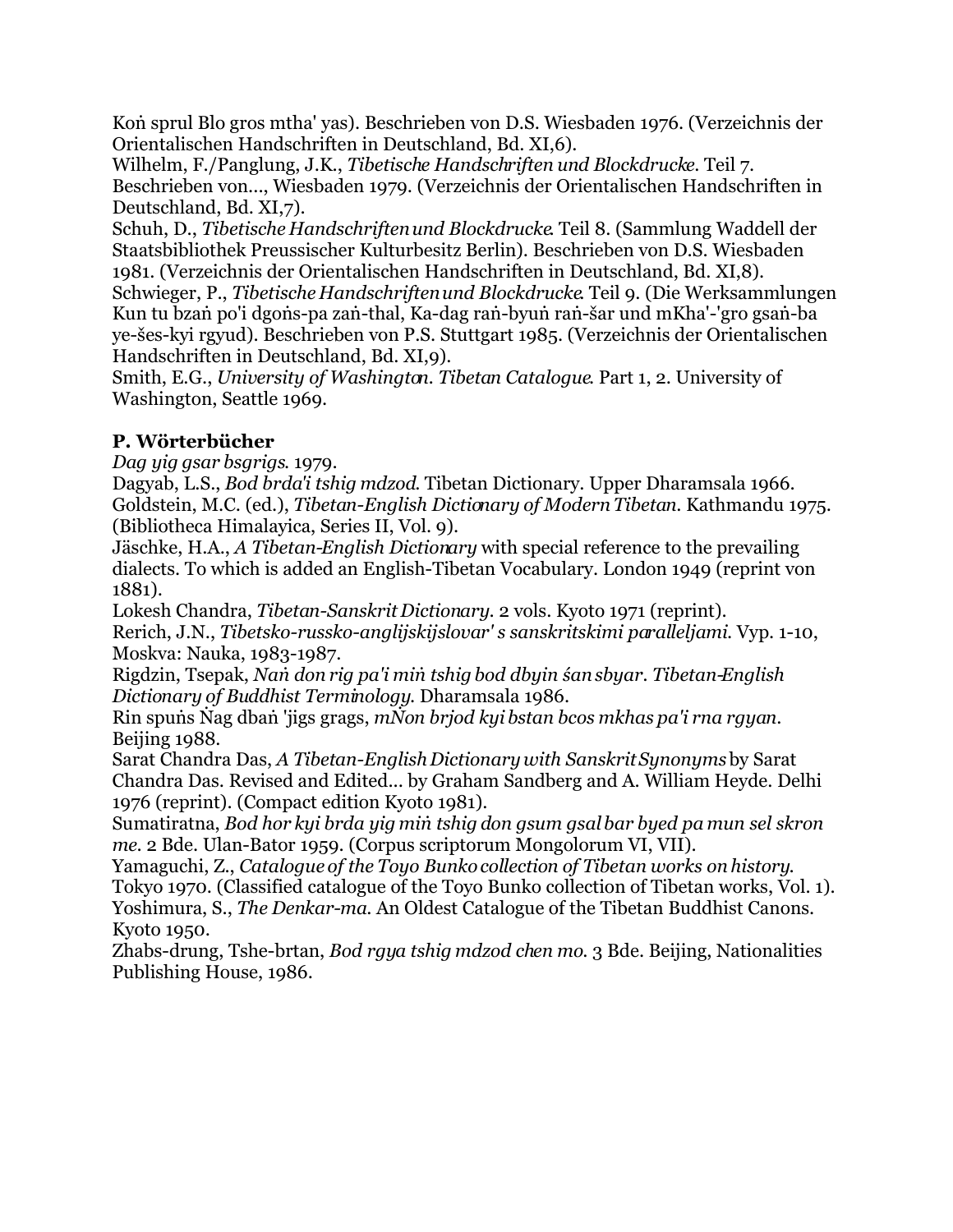Koṅ sprul Blo gros mtha' yas). Beschrieben von D.S. Wiesbaden 1976. (Verzeichnis der Orientalischen Handschriften in Deutschland, Bd. XI,6).
Wilhelm, F./Panglung, J.K., *Tibetische Handschriften und Blockdrucke*. Teil 7. Beschrieben von..., Wiesbaden 1979. (Verzeichnis der Orientalischen Handschriften in Deutschland, Bd. XI,7).
Schuh, D., *Tibetische Handschriften und Blockdrucke*. Teil 8. (Sammlung Waddell der Staatsbibliothek Preussischer Kulturbesitz Berlin). Beschrieben von D.S. Wiesbaden 1981. (Verzeichnis der Orientalischen Handschriften in Deutschland, Bd. XI,8).
Schwieger, P., *Tibetische Handschriften und Blockdrucke*. Teil 9. (Die Werksammlungen Kun tu bzaṅ po'i dgoṅs-pa zaṅ-thal, Ka-dag raṅ-byuṅ raṅ-šar und mKha'-'gro gsaṅ-ba ye-šes-kyi rgyud). Beschrieben von P.S. Stuttgart 1985. (Verzeichnis der Orientalischen Handschriften in Deutschland, Bd. XI,9).
Smith, E.G., *University of Washington. Tibetan Catalogue*. Part 1, 2. University of Washington, Seattle 1969.

**P. Wörterbücher**

*Dag yig gsar bsgrigs*. 1979.
Dagyab, L.S., *Bod brda'i tshig mdzod*. Tibetan Dictionary. Upper Dharamsala 1966.
Goldstein, M.C. (ed.), *Tibetan-English Dictionary of Modern Tibetan*. Kathmandu 1975. (Bibliotheca Himalayica, Series II, Vol. 9).
Jäschke, H.A., *A Tibetan-English Dictionary* with special reference to the prevailing dialects. To which is added an English-Tibetan Vocabulary. London 1949 (reprint von 1881).
Lokesh Chandra, *Tibetan-Sanskrit Dictionary*. 2 vols. Kyoto 1971 (reprint).
Rerich, J.N., *Tibetsko-russko-anglijskijslovar' s sanskritskimi paralleljami*. Vyp. 1-10, Moskva: Nauka, 1983-1987.
Rigdzin, Tsepak, *Naṅ don rig pa'i miṅ tshig bod dbyin śan sbyar. Tibetan-English Dictionary of Buddhist Terminology*. Dharamsala 1986.
Rin spuṅs Ṅag dbaṅ 'jigs grags, *mNon brjod kyi bstan bcos mkhas pa'i rna rgyan*. Beijing 1988.
Sarat Chandra Das, *A Tibetan-English Dictionary with Sanskrit Synonyms* by Sarat Chandra Das. Revised and Edited... by Graham Sandberg and A. William Heyde. Delhi 1976 (reprint). (Compact edition Kyoto 1981).
Sumatiratna, *Bod hor kyi brda yig miṅ tshig don gsum gsal bar byed pa mun sel skron me*. 2 Bde. Ulan-Bator 1959. (Corpus scriptorum Mongolorum VI, VII).
Yamaguchi, Z., *Catalogue of the Toyo Bunko collection of Tibetan works on history*. Tokyo 1970. (Classified catalogue of the Toyo Bunko collection of Tibetan works, Vol. 1).
Yoshimura, S., *The Denkar-ma*. An Oldest Catalogue of the Tibetan Buddhist Canons. Kyoto 1950.
Zhabs-drung, Tshe-brtan, *Bod rgya tshig mdzod chen mo*. 3 Bde. Beijing, Nationalities Publishing House, 1986.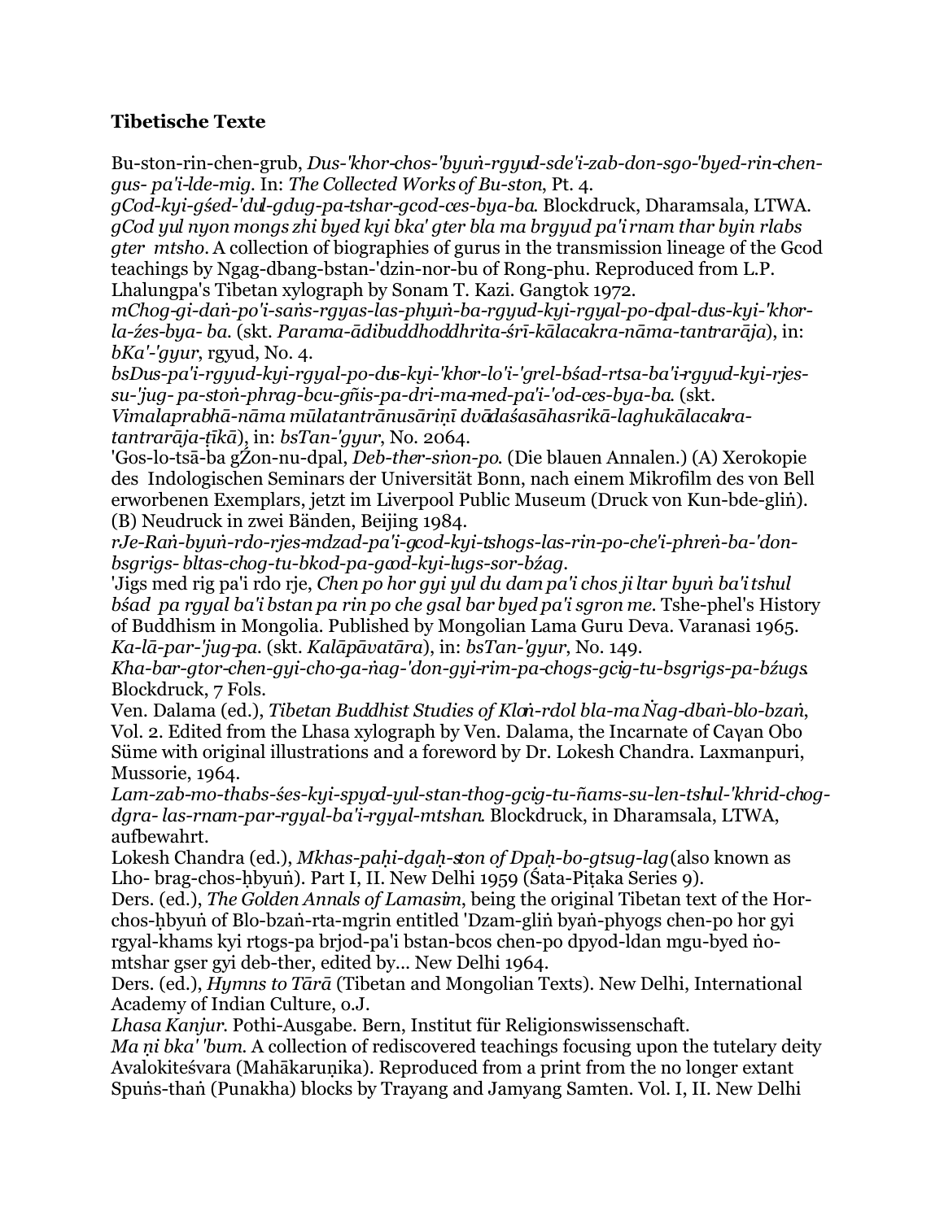**Tibetische Texte**

Bu-ston-rin-chen-grub, *Dus-'khor-chos-'byuṅ-rgyud-sde'i-zab-don-sgo-'byed-rin-chen-gus- pa'i-lde-mig*. In: *The Collected Works of Bu-ston*, Pt. 4.

*gCod-kyi-gśed-'dul-gdug-pa-tshar-gcod-ces-bya-ba*. Blockdruck, Dharamsala, LTWA.

*gCod yul nyon mongs zhi byed kyi bka' gter bla ma brgyud pa'i rnam thar byin rlabs gter mtsho*. A collection of biographies of gurus in the transmission lineage of the Gcod teachings by Ngag-dbang-bstan-'dzin-nor-bu of Rong-phu. Reproduced from L.P. Lhalungpa's Tibetan xylograph by Sonam T. Kazi. Gangtok 1972.

*mChog-gi-daṅ-po'i-saṅs-rgyas-las-phyuṅ-ba-rgyud-kyi-rgyal-po-dpal-dus-kyi-'khor-la-źes-bya- ba*. (skt. *Parama-ādibuddhoddhrita-śrī-kālacakra-nāma-tantrarāja*), in: *bKa'-'gyur*, rgyud, No. 4.

*bsDus-pa'i-rgyud-kyi-rgyal-po-dus-kyi-'khor-lo'i-'grel-bśad-rtsa-ba'i-rgyud-kyi-rjes-su-'jug- pa-stoṅ-phrag-bcu-gñis-pa-dri-ma-med-pa'i-'od-ces-bya-ba*. (skt. *Vimalaprabhā-nāma mūlatantrānusāriṇī dvādaśasāhasrikā-laghukālacakra-tantrarāja-ṭīkā*), in: *bsTan-'gyur*, No. 2064.

'Gos-lo-tsā-ba gŹon-nu-dpal, *Deb-ther-sṅon-po*. (Die blauen Annalen.) (A) Xerokopie des Indologischen Seminars der Universität Bonn, nach einem Mikrofilm des von Bell erworbenen Exemplars, jetzt im Liverpool Public Museum (Druck von Kun-bde-gliṅ). (B) Neudruck in zwei Bänden, Beijing 1984.

*rJe-Raṅ-byuṅ-rdo-rjes-mdzad-pa'i-gcod-kyi-tshogs-las-rin-po-che'i-phreṅ-ba-'don-bsgrigs- bltas-chog-tu-bkod-pa-gcod-kyi-lugs-sor-bźag*.

'Jigs med rig pa'i rdo rje, *Chen po hor gyi yul du dam pa'i chos ji ltar byuṅ ba'i tshul bśad pa rgyal ba'i bstan pa rin po che gsal bar byed pa'i sgron me*. Tshe-phel's History of Buddhism in Mongolia. Published by Mongolian Lama Guru Deva. Varanasi 1965.

*Ka-lā-par-'jug-pa*. (skt. *Kalāpāvatāra*), in: *bsTan-'gyur*, No. 149.

*Kha-bar-gtor-chen-gyi-cho-ga-ṅag-'don-gyi-rim-pa-chogs-gcig-tu-bsgrigs-pa-bźugs*. Blockdruck, 7 Fols.

Ven. Dalama (ed.), *Tibetan Buddhist Studies of Kloṅ-rdol bla-ma Ṅag-dbaṅ-blo-bzaṅ*, Vol. 2. Edited from the Lhasa xylograph by Ven. Dalama, the Incarnate of Caγan Obo Süme with original illustrations and a foreword by Dr. Lokesh Chandra. Laxmanpuri, Mussorie, 1964.

*Lam-zab-mo-thabs-śes-kyi-spyod-yul-stan-thog-gcig-tu-ñams-su-len-tshul-'khrid-chog-dgra- las-rnam-par-rgyal-ba'i-rgyal-mtshan*. Blockdruck, in Dharamsala, LTWA, aufbewahrt.

Lokesh Chandra (ed.), *Mkhas-paḥi-dgaḥ-ston of Dpaḥ-bo-gtsug-lag* (also known as Lho- brag-chos-ḥbyuṅ). Part I, II. New Delhi 1959 (Śata-Piṭaka Series 9).

Ders. (ed.), *The Golden Annals of Lamasim*, being the original Tibetan text of the Hor-chos-ḥbyuṅ of Blo-bzaṅ-rta-mgrin entitled 'Dzam-gliṅ byaṅ-phyogs chen-po hor gyi rgyal-khams kyi rtogs-pa brjod-pa'i bstan-bcos chen-po dpyod-ldan mgu-byed ṅo-mtshar gser gyi deb-ther, edited by... New Delhi 1964.

Ders. (ed.), *Hymns to Tārā* (Tibetan and Mongolian Texts). New Delhi, International Academy of Indian Culture, o.J.

*Lhasa Kanjur*. Pothi-Ausgabe. Bern, Institut für Religionswissenschaft.

*Ma ṇi bka' 'bum*. A collection of rediscovered teachings focusing upon the tutelary deity Avalokiteśvara (Mahākaruṇika). Reproduced from a print from the no longer extant Spuṅs-thaṅ (Punakha) blocks by Trayang and Jamyang Samten. Vol. I, II. New Delhi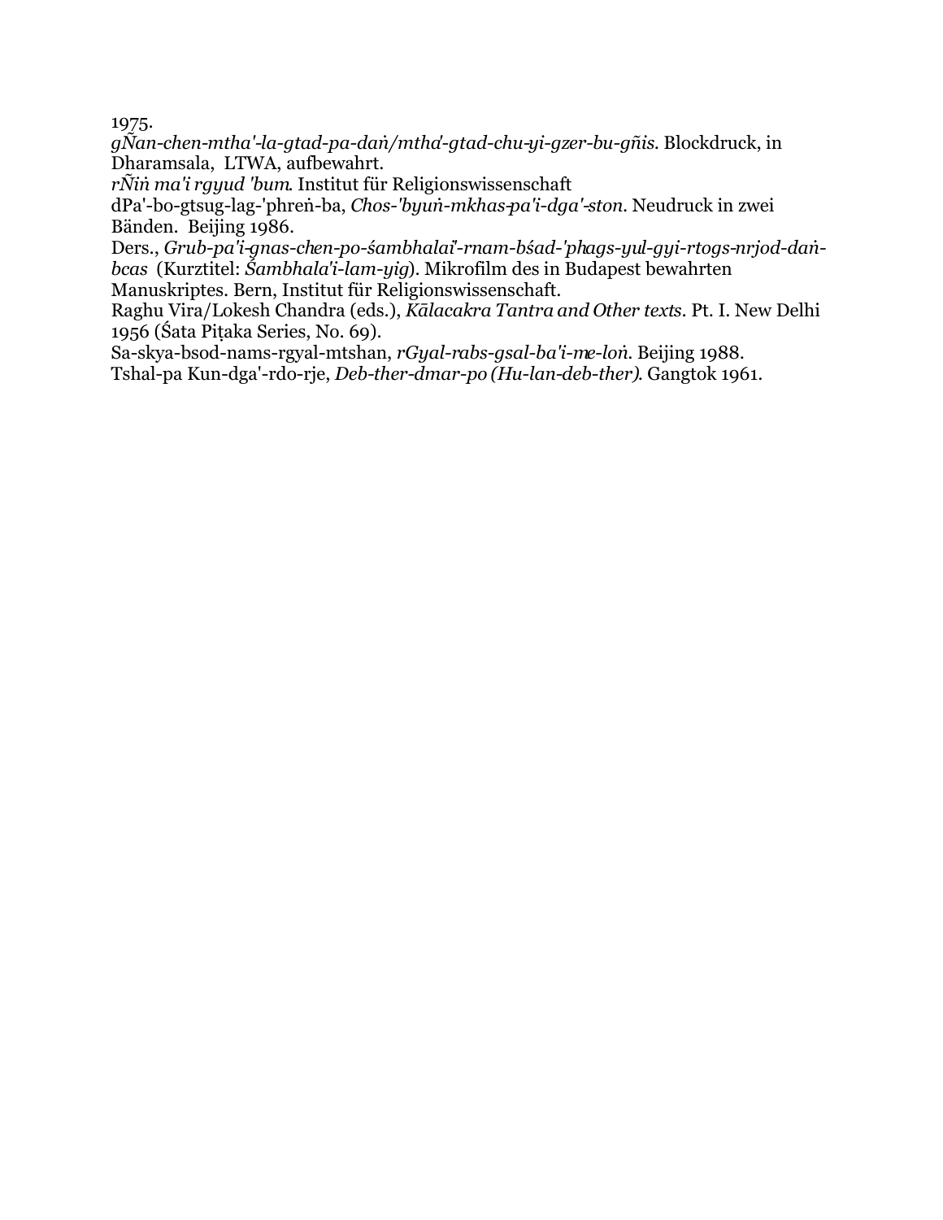1975.

*gÑan-chen-mtha'-la-gtad-pa-daṅ/mtha'-gtad-chu-yi-gzer-bu-gñis*. Blockdruck, in Dharamsala, LTWA, aufbewahrt.

*rÑiṅ ma'i rgyud 'bum*. Institut für Religionswissenschaft

dPa'-bo-gtsug-lag-'phreṅ-ba, *Chos-'byuṅ-mkhas-pa'i-dga'-ston*. Neudruck in zwei Bänden. Beijing 1986.

Ders., *Grub-pa'i-gnas-chen-po-śambhalai'-rnam-bśad-'phags-yul-gyi-rtogs-nrjod-daṅ-bcas* (Kurztitel: *Śambhala'i-lam-yig*). Mikrofilm des in Budapest bewahrten Manuskriptes. Bern, Institut für Religionswissenschaft.

Raghu Vira/Lokesh Chandra (eds.), *Kālacakra Tantra and Other texts*. Pt. I. New Delhi 1956 (Śata Piṭaka Series, No. 69).

Sa-skya-bsod-nams-rgyal-mtshan, *rGyal-rabs-gsal-ba'i-me-loṅ*. Beijing 1988.

Tshal-pa Kun-dga'-rdo-rje, *Deb-ther-dmar-po (Hu-lan-deb-ther)*. Gangtok 1961.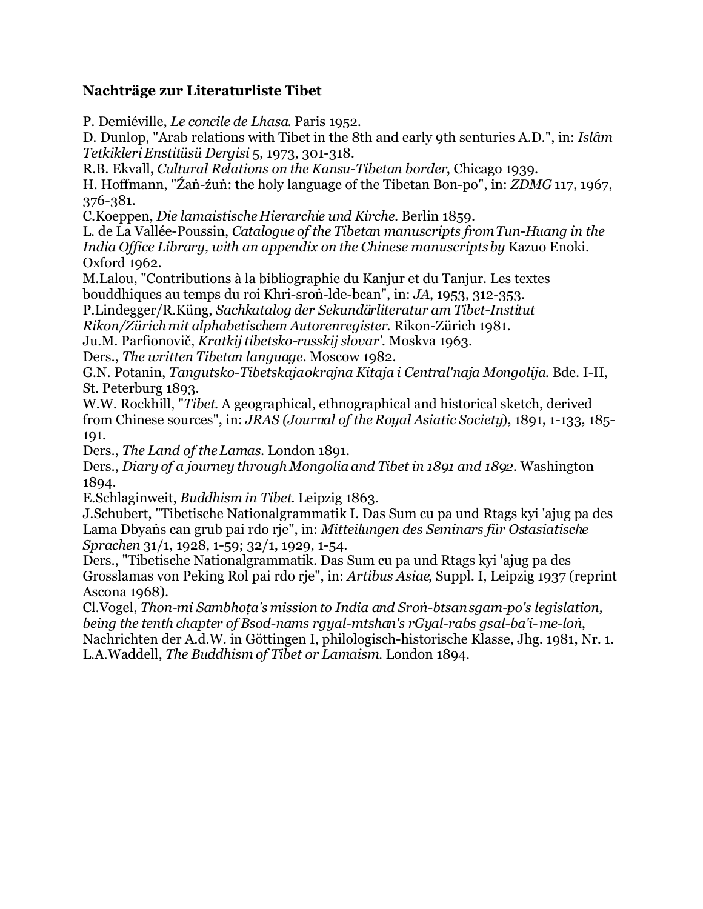**Nachträge zur Literaturliste Tibet**

P. Demiéville, *Le concile de Lhasa*. Paris 1952.

D. Dunlop, "Arab relations with Tibet in the 8th and early 9th senturies A.D.", in: *Islâm Tetkikleri Enstitüsü Dergisi* 5, 1973, 301-318.

R.B. Ekvall, *Cultural Relations on the Kansu-Tibetan border*, Chicago 1939.

H. Hoffmann, "Źaṅ-źuṅ: the holy language of the Tibetan Bon-po", in: *ZDMG* 117, 1967, 376-381.

C.Koeppen, *Die lamaistische Hierarchie und Kirche*. Berlin 1859.

L. de La Vallée-Poussin, *Catalogue of the Tibetan manuscripts from Tun-Huang in the India Office Library, with an appendix on the Chinese manuscripts by* Kazuo Enoki. Oxford 1962.

M.Lalou, "Contributions à la bibliographie du Kanjur et du Tanjur. Les textes bouddhiques au temps du roi Khri-sroṅ-lde-bcan", in: *JA*, 1953, 312-353.

P.Lindegger/R.Küng, *Sachkatalog der Sekundärliteratur am Tibet-Institut Rikon/Zürich mit alphabetischem Autorenregister*. Rikon-Zürich 1981.

Ju.M. Parfionovič, *Kratkij tibetsko-russkij slovar'*. Moskva 1963.

Ders., *The written Tibetan language*. Moscow 1982.

G.N. Potanin, *Tangutsko-Tibetskaja okrajna Kitaja i Central'naja Mongolija*. Bde. I-II, St. Peterburg 1893.

W.W. Rockhill, "*Tibet*. A geographical, ethnographical and historical sketch, derived from Chinese sources", in: *JRAS (Journal of the Royal Asiatic Society)*, 1891, 1-133, 185-191.

Ders., *The Land of the Lamas*. London 1891.

Ders., *Diary of a journey through Mongolia and Tibet in 1891 and 1892*. Washington 1894.

E.Schlaginweit, *Buddhism in Tibet*. Leipzig 1863.

J.Schubert, "Tibetische Nationalgrammatik I. Das Sum cu pa und Rtags kyi 'ajug pa des Lama Dbyaṅs can grub pai rdo rje", in: *Mitteilungen des Seminars für Ostasiatische Sprachen* 31/1, 1928, 1-59; 32/1, 1929, 1-54.

Ders., "Tibetische Nationalgrammatik. Das Sum cu pa und Rtags kyi 'ajug pa des Grosslamas von Peking Rol pai rdo rje", in: *Artibus Asiae*, Suppl. I, Leipzig 1937 (reprint Ascona 1968).

Cl.Vogel, *Thon-mi Sambhoṭa's mission to India and Sroṅ-btsan sgam-po's legislation, being the tenth chapter of Bsod-nams rgyal-mtshan's rGyal-rabs gsal-ba'i-me-loṅ*, Nachrichten der A.d.W. in Göttingen I, philologisch-historische Klasse, Jhg. 1981, Nr. 1.

L.A.Waddell, *The Buddhism of Tibet or Lamaism*. London 1894.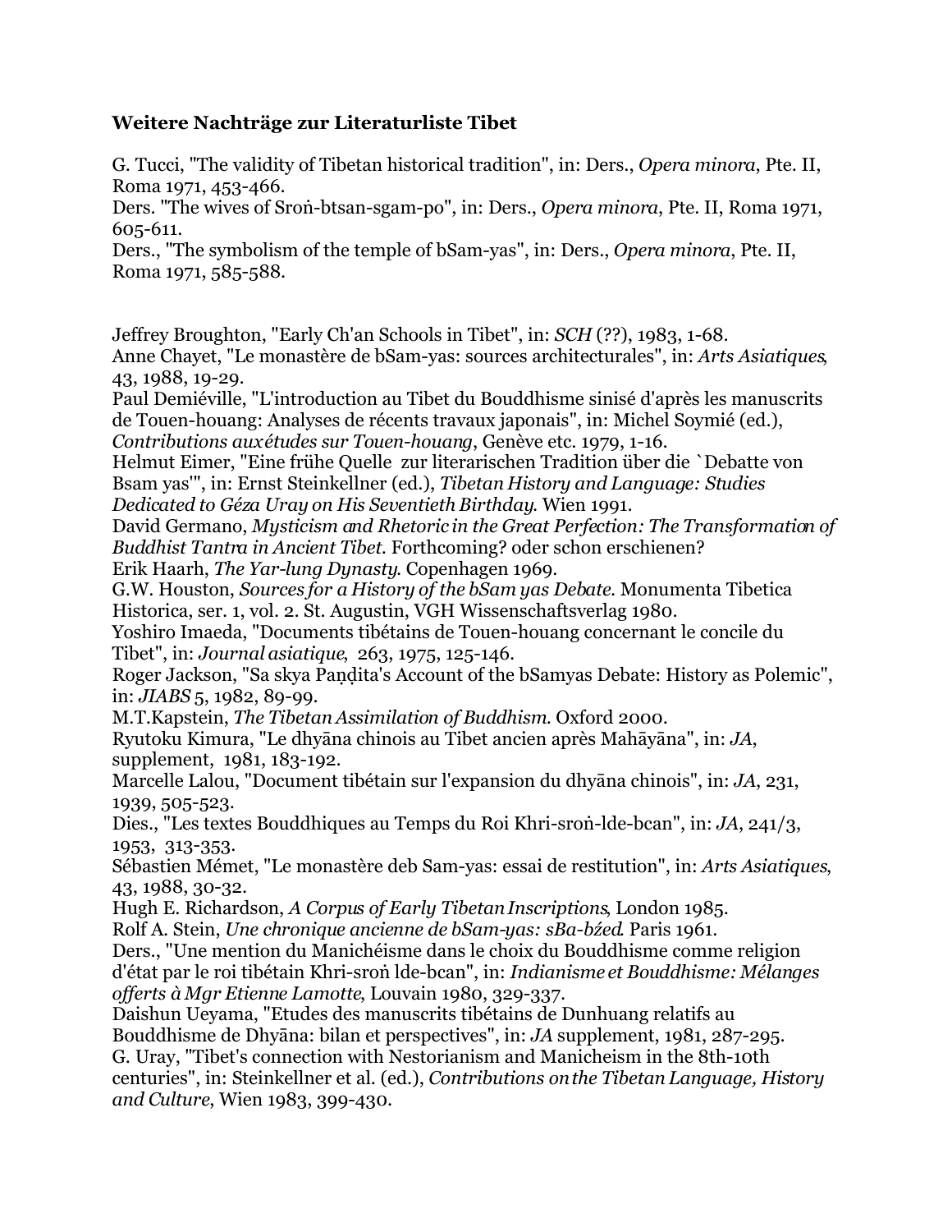**Weitere Nachträge zur Literaturliste Tibet**

G. Tucci, "The validity of Tibetan historical tradition", in: Ders., *Opera minora*, Pte. II, Roma 1971, 453-466.
Ders. "The wives of Sroṅ-btsan-sgam-po", in: Ders., *Opera minora*, Pte. II, Roma 1971, 605-611.
Ders., "The symbolism of the temple of bSam-yas", in: Ders., *Opera minora*, Pte. II, Roma 1971, 585-588.

Jeffrey Broughton, "Early Ch'an Schools in Tibet", in: *SCH* (??), 1983, 1-68.
Anne Chayet, "Le monastère de bSam-yas: sources architecturales", in: *Arts Asiatiques*, 43, 1988, 19-29.
Paul Demiéville, "L'introduction au Tibet du Bouddhisme sinisé d'après les manuscrits de Touen-houang: Analyses de récents travaux japonais", in: Michel Soymié (ed.), *Contributions aux études sur Touen-houang*, Genève etc. 1979, 1-16.
Helmut Eimer, "Eine frühe Quelle zur literarischen Tradition über die `Debatte von Bsam yas'", in: Ernst Steinkellner (ed.), *Tibetan History and Language: Studies Dedicated to Géza Uray on His Seventieth Birthday*. Wien 1991.
David Germano, *Mysticism and Rhetoric in the Great Perfection: The Transformation of Buddhist Tantra in Ancient Tibet*. Forthcoming? oder schon erschienen?
Erik Haarh, *The Yar-lung Dynasty*. Copenhagen 1969.
G.W. Houston, *Sources for a History of the bSam yas Debate*. Monumenta Tibetica Historica, ser. 1, vol. 2. St. Augustin, VGH Wissenschaftsverlag 1980.
Yoshiro Imaeda, "Documents tibétains de Touen-houang concernant le concile du Tibet", in: *Journal asiatique*, 263, 1975, 125-146.
Roger Jackson, "Sa skya Paṇḍita's Account of the bSamyas Debate: History as Polemic", in: *JIABS* 5, 1982, 89-99.
M.T.Kapstein, *The Tibetan Assimilation of Buddhism*. Oxford 2000.
Ryutoku Kimura, "Le dhyāna chinois au Tibet ancien après Mahāyāna", in: *JA*, supplement, 1981, 183-192.
Marcelle Lalou, "Document tibétain sur l'expansion du dhyāna chinois", in: *JA*, 231, 1939, 505-523.
Dies., "Les textes Bouddhiques au Temps du Roi Khri-sroṅ-lde-bcan", in: *JA*, 241/3, 1953, 313-353.
Sébastien Mémet, "Le monastère deb Sam-yas: essai de restitution", in: *Arts Asiatiques*, 43, 1988, 30-32.
Hugh E. Richardson, *A Corpus of Early Tibetan Inscriptions*, London 1985.
Rolf A. Stein, *Une chronique ancienne de bSam-yas: sBa-bźed*. Paris 1961.
Ders., "Une mention du Manichéisme dans le choix du Bouddhisme comme religion d'état par le roi tibétain Khri-sroṅ lde-bcan", in: *Indianisme et Bouddhisme: Mélanges offerts à Mgr Etienne Lamotte*, Louvain 1980, 329-337.
Daishun Ueyama, "Etudes des manuscrits tibétains de Dunhuang relatifs au Bouddhisme de Dhyāna: bilan et perspectives", in: *JA* supplement, 1981, 287-295.
G. Uray, "Tibet's connection with Nestorianism and Manicheism in the 8th-10th centuries", in: Steinkellner et al. (ed.), *Contributions on the Tibetan Language, History and Culture*, Wien 1983, 399-430.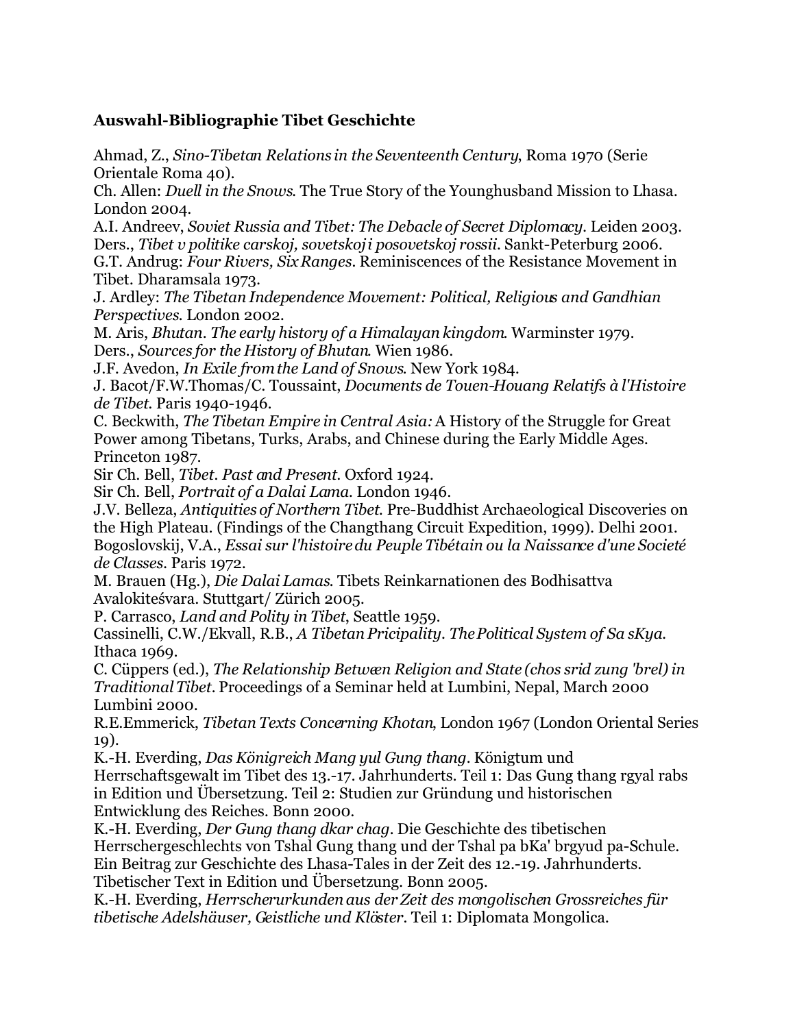**Auswahl-Bibliographie Tibet Geschichte**

Ahmad, Z., *Sino-Tibetan Relations in the Seventeenth Century*, Roma 1970 (Serie Orientale Roma 40).
Ch. Allen: *Duell in the Snows*. The True Story of the Younghusband Mission to Lhasa. London 2004.
A.I. Andreev, *Soviet Russia and Tibet: The Debacle of Secret Diplomacy*. Leiden 2003.
Ders., *Tibet v politike carskoj, sovetskoj i posovetskoj rossii*. Sankt-Peterburg 2006.
G.T. Andrug: *Four Rivers, Six Ranges*. Reminiscences of the Resistance Movement in Tibet. Dharamsala 1973.
J. Ardley: *The Tibetan Independence Movement: Political, Religious and Gandhian Perspectives*. London 2002.
M. Aris, *Bhutan. The early history of a Himalayan kingdom*. Warminster 1979.
Ders., *Sources for the History of Bhutan*. Wien 1986.
J.F. Avedon, *In Exile from the Land of Snows*. New York 1984.
J. Bacot/F.W.Thomas/C. Toussaint, *Documents de Touen-Houang Relatifs à l'Histoire de Tibet*. Paris 1940-1946.
C. Beckwith, *The Tibetan Empire in Central Asia:* A History of the Struggle for Great Power among Tibetans, Turks, Arabs, and Chinese during the Early Middle Ages. Princeton 1987.
Sir Ch. Bell, *Tibet. Past and Present*. Oxford 1924.
Sir Ch. Bell, *Portrait of a Dalai Lama*. London 1946.
J.V. Belleza, *Antiquities of Northern Tibet*. Pre-Buddhist Archaeological Discoveries on the High Plateau. (Findings of the Changthang Circuit Expedition, 1999). Delhi 2001.
Bogoslovskij, V.A., *Essai sur l'histoire du Peuple Tibétain ou la Naissance d'une Societé de Classes*. Paris 1972.
M. Brauen (Hg.), *Die Dalai Lamas*. Tibets Reinkarnationen des Bodhisattva Avalokiteśvara. Stuttgart/ Zürich 2005.
P. Carrasco, *Land and Polity in Tibet*, Seattle 1959.
Cassinelli, C.W./Ekvall, R.B., *A Tibetan Pricipality. The Political System of Sa sKya*. Ithaca 1969.
C. Cüppers (ed.), *The Relationship Between Religion and State (chos srid zung 'brel) in Traditional Tibet*. Proceedings of a Seminar held at Lumbini, Nepal, March 2000 Lumbini 2000.
R.E.Emmerick, *Tibetan Texts Concerning Khotan*, London 1967 (London Oriental Series 19).
K.-H. Everding, *Das Königreich Mang yul Gung thang*. Königtum und Herrschaftsgewalt im Tibet des 13.-17. Jahrhunderts. Teil 1: Das Gung thang rgyal rabs in Edition und Übersetzung. Teil 2: Studien zur Gründung und historischen Entwicklung des Reiches. Bonn 2000.
K.-H. Everding, *Der Gung thang dkar chag*. Die Geschichte des tibetischen Herrschergeschlechts von Tshal Gung thang und der Tshal pa bKa' brgyud pa-Schule. Ein Beitrag zur Geschichte des Lhasa-Tales in der Zeit des 12.-19. Jahrhunderts. Tibetischer Text in Edition und Übersetzung. Bonn 2005.
K.-H. Everding, *Herrscherurkunden aus der Zeit des mongolischen Grossreiches für tibetische Adelshäuser, Geistliche und Klöster*. Teil 1: Diplomata Mongolica.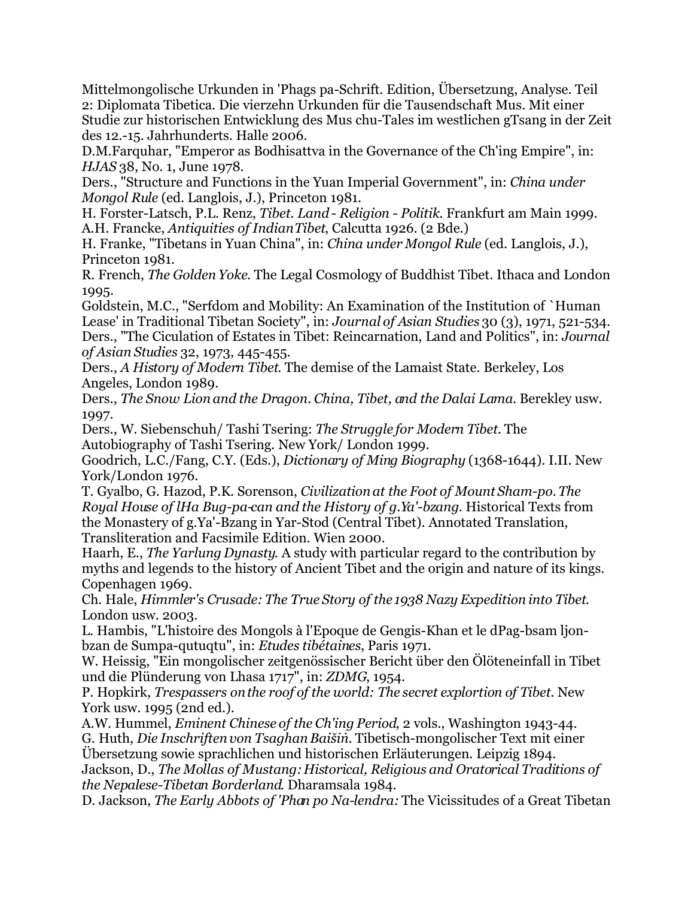Mittelmongolische Urkunden in 'Phags pa-Schrift. Edition, Übersetzung, Analyse. Teil 2: Diplomata Tibetica. Die vierzehn Urkunden für die Tausendschaft Mus. Mit einer Studie zur historischen Entwicklung des Mus chu-Tales im westlichen gTsang in der Zeit des 12.-15. Jahrhunderts. Halle 2006.

D.M.Farquhar, "Emperor as Bodhisattva in the Governance of the Ch'ing Empire", in: *HJAS* 38, No. 1, June 1978.

Ders., "Structure and Functions in the Yuan Imperial Government", in: *China under Mongol Rule* (ed. Langlois, J.), Princeton 1981.

H. Forster-Latsch, P.L. Renz, *Tibet. Land - Religion - Politik*. Frankfurt am Main 1999.

A.H. Francke, *Antiquities of Indian Tibet*, Calcutta 1926. (2 Bde.)

H. Franke, "Tibetans in Yuan China", in: *China under Mongol Rule* (ed. Langlois, J.), Princeton 1981.

R. French, *The Golden Yoke*. The Legal Cosmology of Buddhist Tibet. Ithaca and London 1995.

Goldstein, M.C., "Serfdom and Mobility: An Examination of the Institution of `Human Lease' in Traditional Tibetan Society", in: *Journal of Asian Studies* 30 (3), 1971, 521-534.

Ders., "The Ciculation of Estates in Tibet: Reincarnation, Land and Politics", in: *Journal of Asian Studies* 32, 1973, 445-455.

Ders., *A History of Modern Tibet*. The demise of the Lamaist State. Berkeley, Los Angeles, London 1989.

Ders., *The Snow Lion and the Dragon. China, Tibet, and the Dalai Lama*. Berekley usw. 1997.

Ders., W. Siebenschuh/ Tashi Tsering: *The Struggle for Modern Tibet*. The Autobiography of Tashi Tsering. New York/ London 1999.

Goodrich, L.C./Fang, C.Y. (Eds.), *Dictionary of Ming Biography* (1368-1644). I.II. New York/London 1976.

T. Gyalbo, G. Hazod, P.K. Sorenson, *Civilization at the Foot of Mount Sham-po. The Royal House of lHa Bug-pa-can and the History of g.Ya'-bzang*. Historical Texts from the Monastery of g.Ya'-Bzang in Yar-Stod (Central Tibet). Annotated Translation, Transliteration and Facsimile Edition. Wien 2000.

Haarh, E., *The Yarlung Dynasty*. A study with particular regard to the contribution by myths and legends to the history of Ancient Tibet and the origin and nature of its kings. Copenhagen 1969.

Ch. Hale, *Himmler's Crusade: The True Story of the 1938 Nazy Expedition into Tibet*. London usw. 2003.

L. Hambis, "L'histoire des Mongols à l'Epoque de Gengis-Khan et le dPag-bsam ljon-bzan de Sumpa-qutuqtu", in: *Etudes tibétaines*, Paris 1971.

W. Heissig, "Ein mongolischer zeitgenössischer Bericht über den Ölöteneinfall in Tibet und die Plünderung von Lhasa 1717", in: *ZDMG*, 1954.

P. Hopkirk, *Trespassers on the roof of the world: The secret explortion of Tibet*. New York usw. 1995 (2nd ed.).

A.W. Hummel, *Eminent Chinese of the Ch'ing Period*, 2 vols., Washington 1943-44.

G. Huth, *Die Inschriften von Tsaghan Baišin*. Tibetisch-mongolischer Text mit einer Übersetzung sowie sprachlichen und historischen Erläuterungen. Leipzig 1894.

Jackson, D., *The Mollas of Mustang: Historical, Religious and Oratorical Traditions of the Nepalese-Tibetan Borderland*. Dharamsala 1984.

D. Jackson, *The Early Abbots of 'Phan po Na-lendra:* The Vicissitudes of a Great Tibetan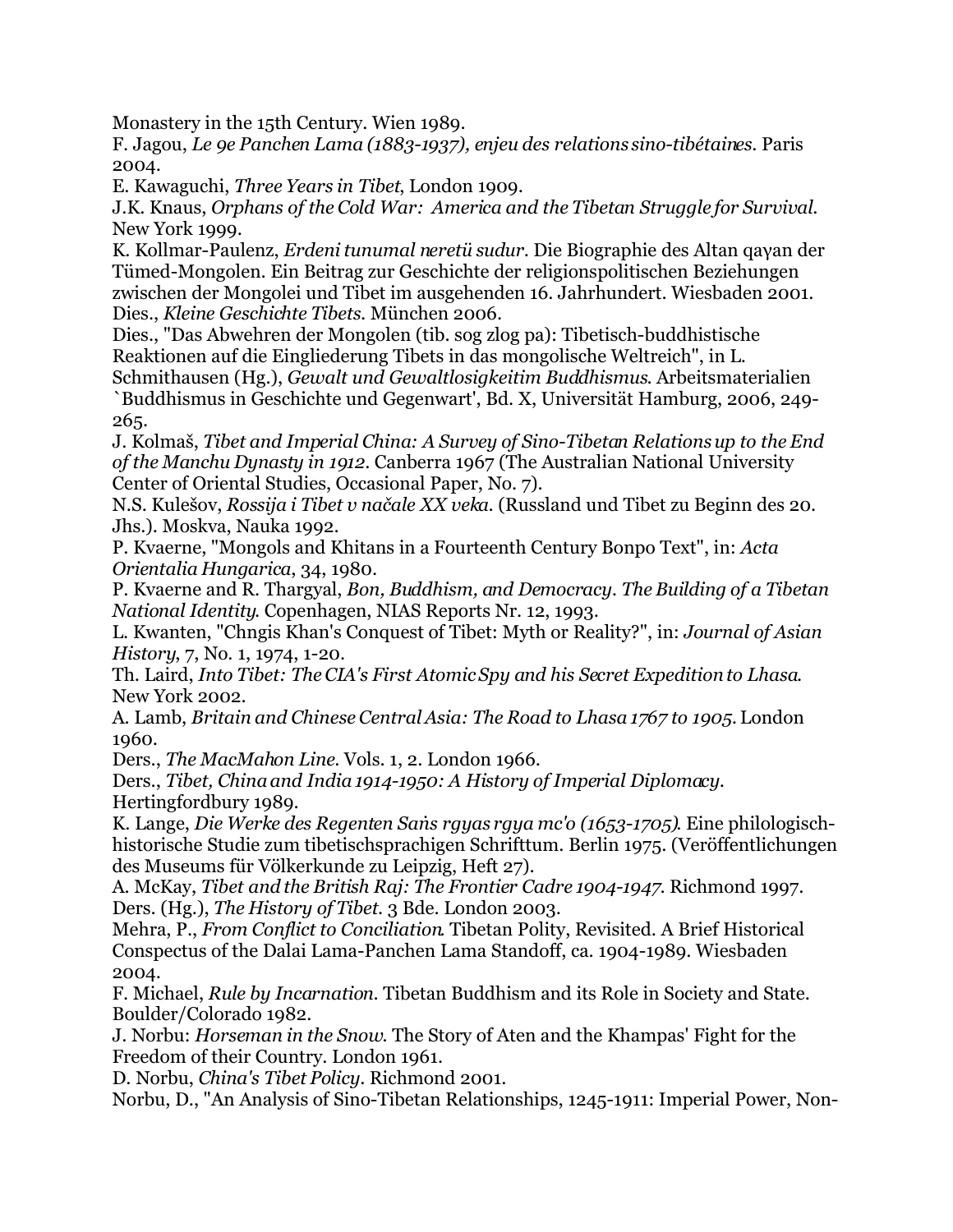Monastery in the 15th Century. Wien 1989.

F. Jagou, *Le 9e Panchen Lama (1883-1937), enjeu des relations sino-tibétaines*. Paris 2004.

E. Kawaguchi, *Three Years in Tibet*, London 1909.

J.K. Knaus, *Orphans of the Cold War: America and the Tibetan Struggle for Survival*. New York 1999.

K. Kollmar-Paulenz, *Erdeni tunumal neretü sudur*. Die Biographie des Altan qaγan der Tümed-Mongolen. Ein Beitrag zur Geschichte der religionspolitischen Beziehungen zwischen der Mongolei und Tibet im ausgehenden 16. Jahrhundert. Wiesbaden 2001.

Dies., *Kleine Geschichte Tibets*. München 2006.

Dies., "Das Abwehren der Mongolen (tib. sog zlog pa): Tibetisch-buddhistische Reaktionen auf die Eingliederung Tibets in das mongolische Weltreich", in L. Schmithausen (Hg.), *Gewalt und Gewaltlosigkeitim Buddhismus*. Arbeitsmaterialien `Buddhismus in Geschichte und Gegenwart', Bd. X, Universität Hamburg, 2006, 249-265.

J. Kolmaš, *Tibet and Imperial China: A Survey of Sino-Tibetan Relations up to the End of the Manchu Dynasty in 1912*. Canberra 1967 (The Australian National University Center of Oriental Studies, Occasional Paper, No. 7).

N.S. Kulešov, *Rossija i Tibet v načale XX veka*. (Russland und Tibet zu Beginn des 20. Jhs.). Moskva, Nauka 1992.

P. Kvaerne, "Mongols and Khitans in a Fourteenth Century Bonpo Text", in: *Acta Orientalia Hungarica*, 34, 1980.

P. Kvaerne and R. Thargyal, *Bon, Buddhism, and Democracy. The Building of a Tibetan National Identity*. Copenhagen, NIAS Reports Nr. 12, 1993.

L. Kwanten, "Chngis Khan's Conquest of Tibet: Myth or Reality?", in: *Journal of Asian History*, 7, No. 1, 1974, 1-20.

Th. Laird, *Into Tibet: The CIA's First Atomic Spy and his Secret Expedition to Lhasa*. New York 2002.

A. Lamb, *Britain and Chinese Central Asia: The Road to Lhasa 1767 to 1905*. London 1960.

Ders., *The MacMahon Line*. Vols. 1, 2. London 1966.

Ders., *Tibet, China and India 1914-1950: A History of Imperial Diplomacy*. Hertingfordbury 1989.

K. Lange, *Die Werke des Regenten Saṅs rgyas rgya mc'o (1653-1705)*. Eine philologisch-historische Studie zum tibetischsprachigen Schrifttum. Berlin 1975. (Veröffentlichungen des Museums für Völkerkunde zu Leipzig, Heft 27).

A. McKay, *Tibet and the British Raj: The Frontier Cadre 1904-1947*. Richmond 1997.

Ders. (Hg.), *The History of Tibet*. 3 Bde. London 2003.

Mehra, P., *From Conflict to Conciliation*. Tibetan Polity, Revisited. A Brief Historical Conspectus of the Dalai Lama-Panchen Lama Standoff, ca. 1904-1989. Wiesbaden 2004.

F. Michael, *Rule by Incarnation*. Tibetan Buddhism and its Role in Society and State. Boulder/Colorado 1982.

J. Norbu: *Horseman in the Snow*. The Story of Aten and the Khampas' Fight for the Freedom of their Country. London 1961.

D. Norbu, *China's Tibet Policy*. Richmond 2001.

Norbu, D., "An Analysis of Sino-Tibetan Relationships, 1245-1911: Imperial Power, Non-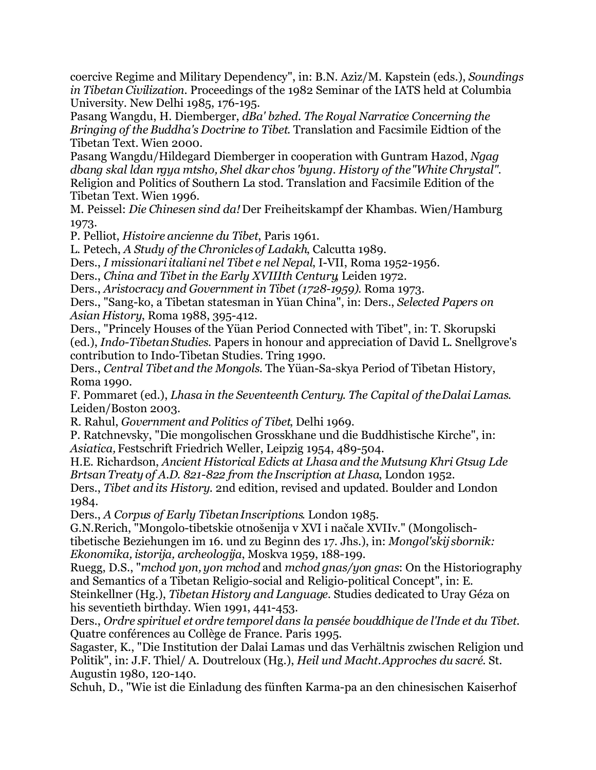coercive Regime and Military Dependency", in: B.N. Aziz/M. Kapstein (eds.), *Soundings in Tibetan Civilization*. Proceedings of the 1982 Seminar of the IATS held at Columbia University. New Delhi 1985, 176-195.

Pasang Wangdu, H. Diemberger, *dBa' bzhed. The Royal Narractice Concerning the Bringing of the Buddha's Doctrine to Tibet*. Translation and Facsimile Eidtion of the Tibetan Text. Wien 2000.

Pasang Wangdu/Hildegard Diemberger in cooperation with Guntram Hazod, *Ngag dbang skal ldan rgya mtsho, Shel dkar chos 'byung. History of the "White Chrystal"*. Religion and Politics of Southern La stod. Translation and Facsimile Edition of the Tibetan Text. Wien 1996.

M. Peissel: *Die Chinesen sind da!* Der Freiheitskampf der Khambas. Wien/Hamburg 1973.

P. Pelliot, *Histoire ancienne du Tibet*, Paris 1961.

L. Petech, *A Study of the Chronicles of Ladakh*, Calcutta 1989.

Ders., *I missionari italiani nel Tibet e nel Nepal*, I-VII, Roma 1952-1956.

Ders., *China and Tibet in the Early XVIIIth Century*, Leiden 1972.

Ders., *Aristocracy and Government in Tibet (1728-1959)*. Roma 1973.

Ders., "Sang-ko, a Tibetan statesman in Yüan China", in: Ders., *Selected Papers on Asian History*, Roma 1988, 395-412.

Ders., "Princely Houses of the Yüan Period Connected with Tibet", in: T. Skorupski (ed.), *Indo-Tibetan Studies*. Papers in honour and appreciation of David L. Snellgrove's contribution to Indo-Tibetan Studies. Tring 1990.

Ders., *Central Tibet and the Mongols*. The Yüan-Sa-skya Period of Tibetan History, Roma 1990.

F. Pommaret (ed.), *Lhasa in the Seventeenth Century. The Capital of the Dalai Lamas*. Leiden/Boston 2003.

R. Rahul, *Government and Politics of Tibet*, Delhi 1969.

P. Ratchnevsky, "Die mongolischen Grosskhane und die Buddhistische Kirche", in: *Asiatica*, Festschrift Friedrich Weller, Leipzig 1954, 489-504.

H.E. Richardson, *Ancient Historical Edicts at Lhasa and the Mutsung Khri Gtsug Lde Brtsan Treaty of A.D. 821-822 from the Inscription at Lhasa*, London 1952.

Ders., *Tibet and its History*. 2nd edition, revised and updated. Boulder and London 1984.

Ders., *A Corpus of Early Tibetan Inscriptions*. London 1985.

G.N.Rerich, "Mongolo-tibetskie otnošenija v XVI i načale XVIIv." (Mongolisch-tibetische Beziehungen im 16. und zu Beginn des 17. Jhs.), in: *Mongol'skij sbornik: Ekonomika, istorija, archeologija*, Moskva 1959, 188-199.

Ruegg, D.S., "*mchod yon, yon mchod* and *mchod gnas/yon gnas*: On the Historiography and Semantics of a Tibetan Religio-social and Religio-political Concept", in: E. Steinkellner (Hg.), *Tibetan History and Language*. Studies dedicated to Uray Géza on his seventieth birthday. Wien 1991, 441-453.

Ders., *Ordre spirituel et ordre temporel dans la pensée bouddhique de l'Inde et du Tibet*. Quatre conférences au Collège de France. Paris 1995.

Sagaster, K., "Die Institution der Dalai Lamas und das Verhältnis zwischen Religion und Politik", in: J.F. Thiel/ A. Doutreloux (Hg.), *Heil und Macht. Approches du sacré*. St. Augustin 1980, 120-140.

Schuh, D., "Wie ist die Einladung des fünften Karma-pa an den chinesischen Kaiserhof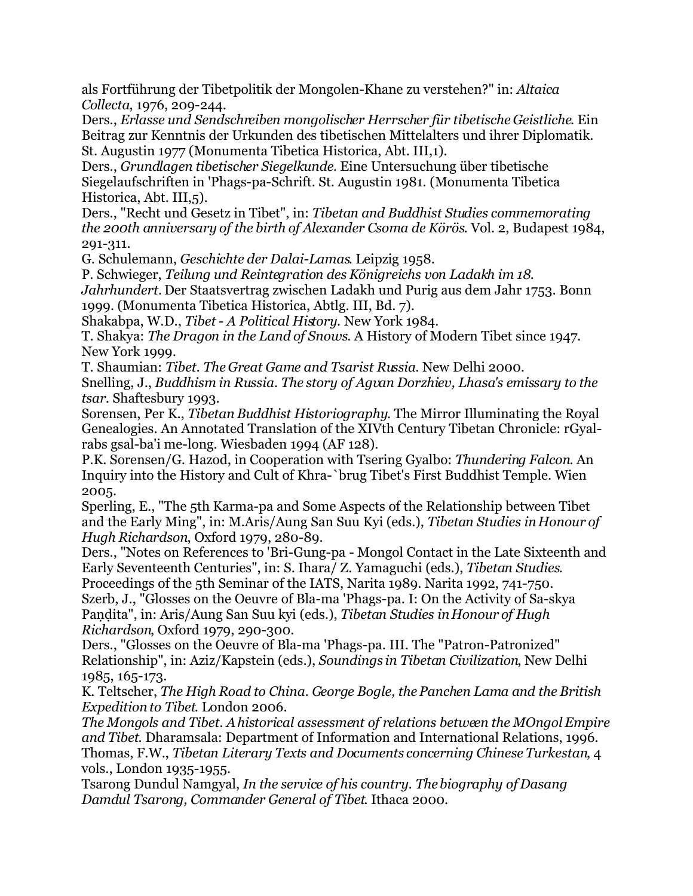als Fortführung der Tibetpolitik der Mongolen-Khane zu verstehen?" in: *Altaica Collecta*, 1976, 209-244.

Ders., *Erlasse und Sendschreiben mongolischer Herrscher für tibetische Geistliche*. Ein Beitrag zur Kenntnis der Urkunden des tibetischen Mittelalters und ihrer Diplomatik. St. Augustin 1977 (Monumenta Tibetica Historica, Abt. III,1).

Ders., *Grundlagen tibetischer Siegelkunde*. Eine Untersuchung über tibetische Siegelaufschriften in 'Phags-pa-Schrift. St. Augustin 1981. (Monumenta Tibetica Historica, Abt. III,5).

Ders., "Recht und Gesetz in Tibet", in: *Tibetan and Buddhist Studies commemorating the 200th anniversary of the birth of Alexander Csoma de Körös*. Vol. 2, Budapest 1984, 291-311.

G. Schulemann, *Geschichte der Dalai-Lamas*. Leipzig 1958.

P. Schwieger, *Teilung und Reintegration des Königreichs von Ladakh im 18. Jahrhundert*. Der Staatsvertrag zwischen Ladakh und Purig aus dem Jahr 1753. Bonn 1999. (Monumenta Tibetica Historica, Abtlg. III, Bd. 7).

Shakabpa, W.D., *Tibet - A Political History*. New York 1984.

T. Shakya: *The Dragon in the Land of Snows*. A History of Modern Tibet since 1947. New York 1999.

T. Shaumian: *Tibet. The Great Game and Tsarist Russia*. New Delhi 2000.

Snelling, J., *Buddhism in Russia. The story of Agvan Dorzhiev, Lhasa's emissary to the tsar*. Shaftesbury 1993.

Sorensen, Per K., *Tibetan Buddhist Historiography*. The Mirror Illuminating the Royal Genealogies. An Annotated Translation of the XIVth Century Tibetan Chronicle: rGyal-rabs gsal-ba'i me-long. Wiesbaden 1994 (AF 128).

P.K. Sorensen/G. Hazod, in Cooperation with Tsering Gyalbo: *Thundering Falcon*. An Inquiry into the History and Cult of Khra-`brug Tibet's First Buddhist Temple. Wien 2005.

Sperling, E., "The 5th Karma-pa and Some Aspects of the Relationship between Tibet and the Early Ming", in: M.Aris/Aung San Suu Kyi (eds.), *Tibetan Studies in Honour of Hugh Richardson*, Oxford 1979, 280-89.

Ders., "Notes on References to 'Bri-Gung-pa - Mongol Contact in the Late Sixteenth and Early Seventeenth Centuries", in: S. Ihara/ Z. Yamaguchi (eds.), *Tibetan Studies*. Proceedings of the 5th Seminar of the IATS, Narita 1989. Narita 1992, 741-750.

Szerb, J., "Glosses on the Oeuvre of Bla-ma 'Phags-pa. I: On the Activity of Sa-skya Paṇḍita", in: Aris/Aung San Suu kyi (eds.), *Tibetan Studies in Honour of Hugh Richardson*, Oxford 1979, 290-300.

Ders., "Glosses on the Oeuvre of Bla-ma 'Phags-pa. III. The "Patron-Patronized" Relationship", in: Aziz/Kapstein (eds.), *Soundings in Tibetan Civilization*, New Delhi 1985, 165-173.

K. Teltscher, *The High Road to China. George Bogle, the Panchen Lama and the British Expedition to Tibet*. London 2006.

*The Mongols and Tibet. A historical assessment of relations between the MOngol Empire and Tibet*. Dharamsala: Department of Information and International Relations, 1996.

Thomas, F.W., *Tibetan Literary Texts and Documents concerning Chinese Turkestan*, 4 vols., London 1935-1955.

Tsarong Dundul Namgyal, *In the service of his country. The biography of Dasang Damdul Tsarong, Commander General of Tibet*. Ithaca 2000.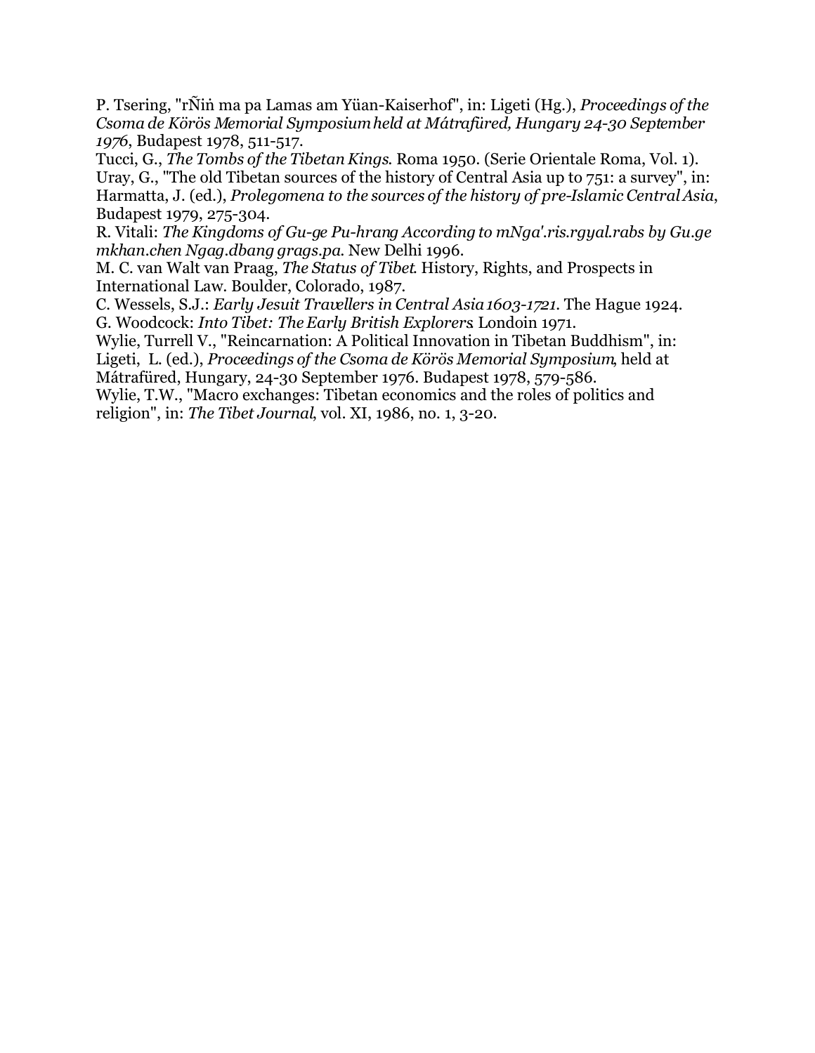P. Tsering, "rÑiṅ ma pa Lamas am Yüan-Kaiserhof", in: Ligeti (Hg.), *Proceedings of the Csoma de Körös Memorial Symposium held at Mátrafüred, Hungary 24-30 September 1976*, Budapest 1978, 511-517.
Tucci, G., *The Tombs of the Tibetan Kings*. Roma 1950. (Serie Orientale Roma, Vol. 1).
Uray, G., "The old Tibetan sources of the history of Central Asia up to 751: a survey", in: Harmatta, J. (ed.), *Prolegomena to the sources of the history of pre-Islamic Central Asia*, Budapest 1979, 275-304.
R. Vitali: *The Kingdoms of Gu-ge Pu-hrang According to mNga'.ris.rgyal.rabs by Gu.ge mkhan.chen Ngag.dbang grags.pa*. New Delhi 1996.
M. C. van Walt van Praag, *The Status of Tibet*. History, Rights, and Prospects in International Law. Boulder, Colorado, 1987.
C. Wessels, S.J.: *Early Jesuit Travellers in Central Asia 1603-1721*. The Hague 1924.
G. Woodcock: *Into Tibet: The Early British Explorers*. Londoin 1971.
Wylie, Turrell V., "Reincarnation: A Political Innovation in Tibetan Buddhism", in: Ligeti, L. (ed.), *Proceedings of the Csoma de Körös Memorial Symposium*, held at Mátrafüred, Hungary, 24-30 September 1976. Budapest 1978, 579-586.
Wylie, T.W., "Macro exchanges: Tibetan economics and the roles of politics and religion", in: *The Tibet Journal*, vol. XI, 1986, no. 1, 3-20.